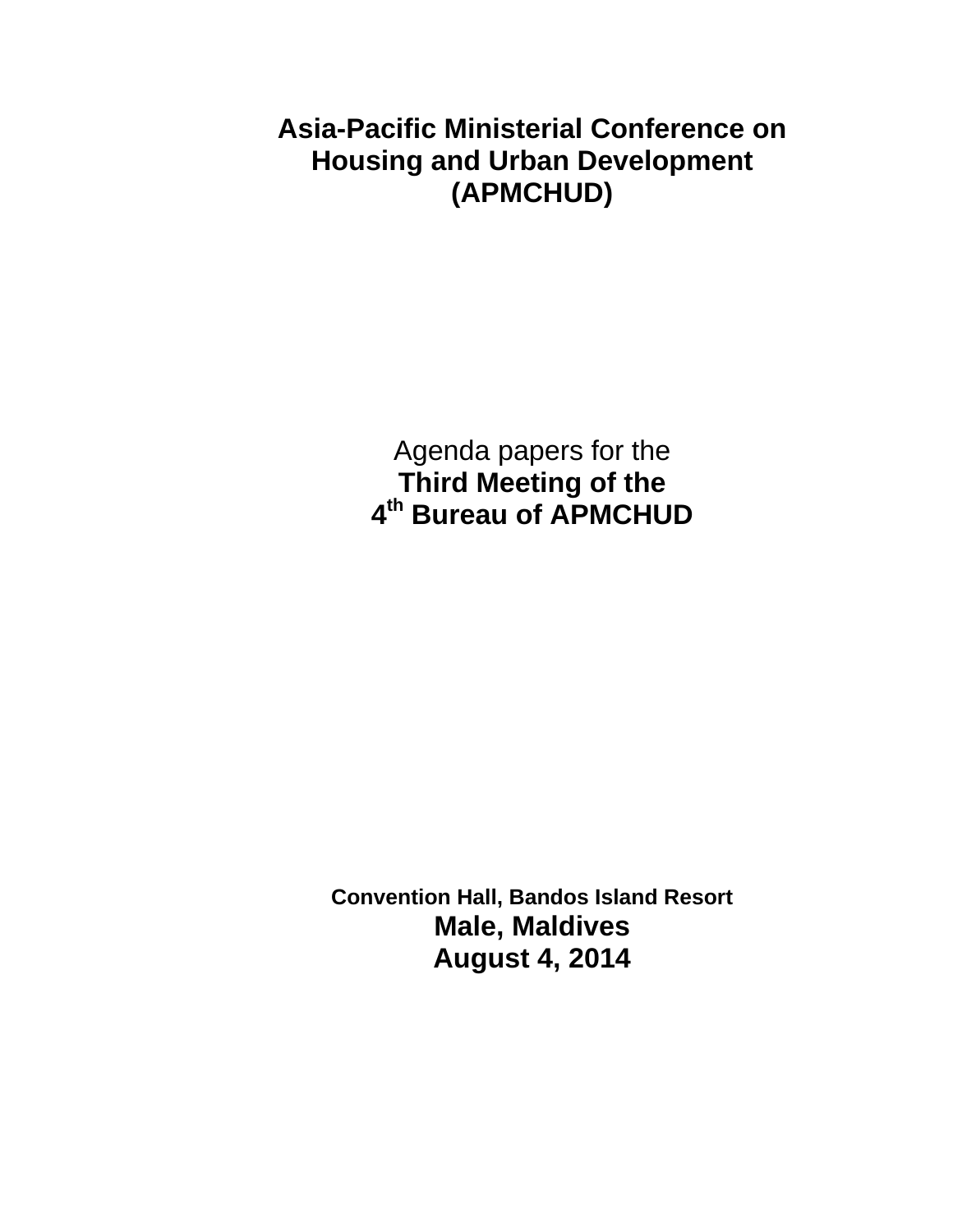# Asia-Pacific Ministerial Conference on Housing and Urban Development (APMCHUD)

Agenda papers for the

**Third Meeting of the**

**4th Bureau of APMCHUD**

**Convention Hall, Bandos Island Resort**

**Male, Maldives**

**August 4, 2014**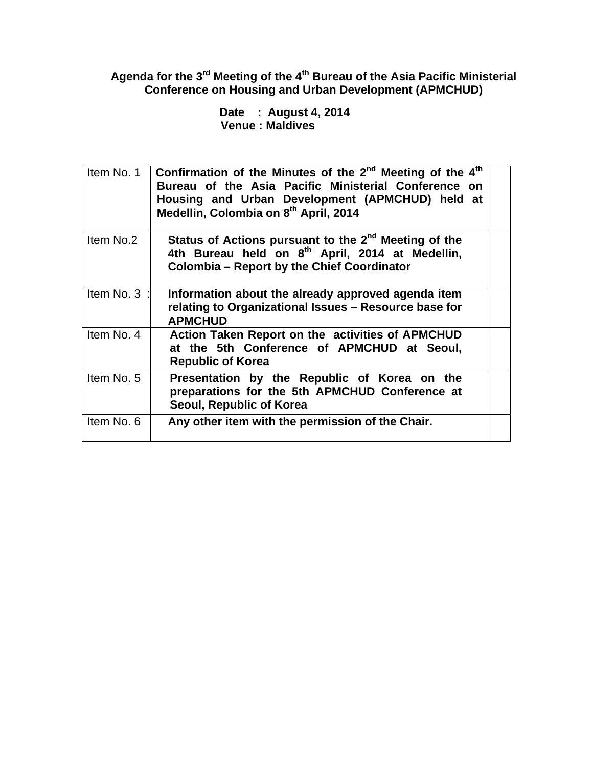**Agenda for the 3rd Meeting of the 4th Bureau of the Asia Pacific Ministerial Conference on Housing and Urban Development (APMCHUD)**

**Date : August 4, 2014**
**Venue : Maldives**

| | | |
|---|---|---|
| Item No. 1 | **Confirmation of the Minutes of the 2nd Meeting of the 4th Bureau of the Asia Pacific Ministerial Conference on Housing and Urban Development (APMCHUD) held at Medellin, Colombia on 8th April, 2014** | |
| Item No.2 | **Status of Actions pursuant to the 2nd Meeting of the 4th Bureau held on 8th April, 2014 at Medellin, Colombia – Report by the Chief Coordinator** | |
| Item No. 3 : | **Information about the already approved agenda item relating to Organizational Issues – Resource base for APMCHUD** | |
| Item No. 4 | **Action Taken Report on the activities of APMCHUD at the 5th Conference of APMCHUD at Seoul, Republic of Korea** | |
| Item No. 5 | **Presentation by the Republic of Korea on the preparations for the 5th APMCHUD Conference at Seoul, Republic of Korea** | |
| Item No. 6 | **Any other item with the permission of the Chair.** | |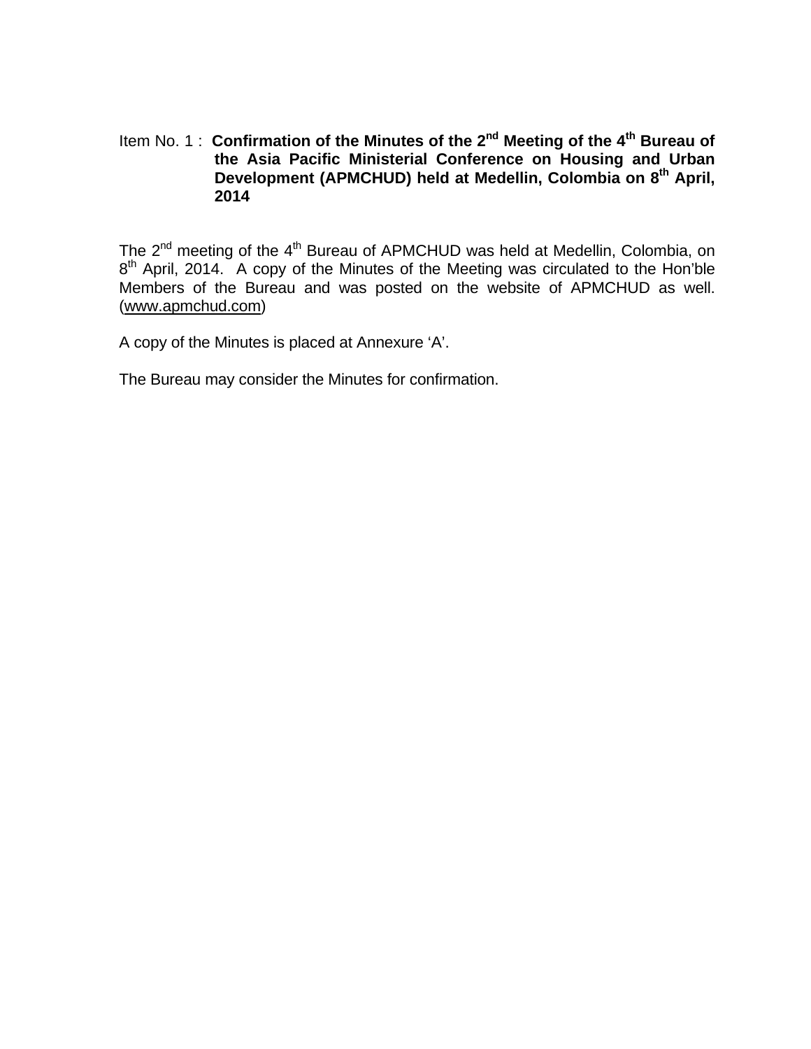Item No. 1 : **Confirmation of the Minutes of the 2nd Meeting of the 4th Bureau of the Asia Pacific Ministerial Conference on Housing and Urban Development (APMCHUD) held at Medellin, Colombia on 8th April, 2014**

The 2nd meeting of the 4th Bureau of APMCHUD was held at Medellin, Colombia, on 8th April, 2014. A copy of the Minutes of the Meeting was circulated to the Hon'ble Members of the Bureau and was posted on the website of APMCHUD as well. (www.apmchud.com)

A copy of the Minutes is placed at Annexure 'A'.

The Bureau may consider the Minutes for confirmation.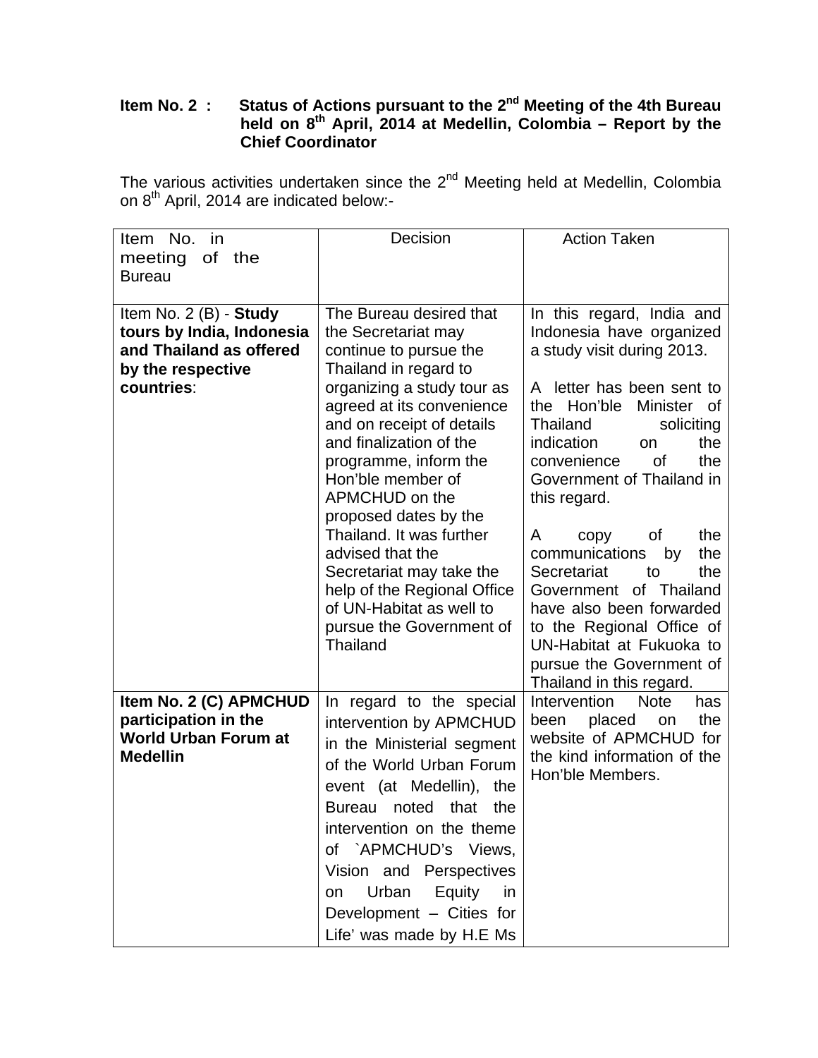**Item No. 2 : Status of Actions pursuant to the 2nd Meeting of the 4th Bureau held on 8th April, 2014 at Medellin, Colombia – Report by the Chief Coordinator**

The various activities undertaken since the 2nd Meeting held at Medellin, Colombia on 8th April, 2014 are indicated below:-

| Item No. in meeting of the Bureau | Decision | Action Taken |
|---|---|---|
| Item No. 2 (B) - **Study tours by India, Indonesia and Thailand as offered by the respective countries**: | The Bureau desired that the Secretariat may continue to pursue the Thailand in regard to organizing a study tour as agreed at its convenience and on receipt of details and finalization of the programme, inform the Hon'ble member of APMCHUD on the proposed dates by the Thailand. It was further advised that the Secretariat may take the help of the Regional Office of UN-Habitat as well to pursue the Government of Thailand | In this regard, India and Indonesia have organized a study visit during 2013.<br><br>A letter has been sent to the Hon'ble Minister of Thailand soliciting indication on the convenience of the Government of Thailand in this regard.<br><br>A copy of the communications by the Secretariat to the Government of Thailand have also been forwarded to the Regional Office of UN-Habitat at Fukuoka to pursue the Government of Thailand in this regard. |
| **Item No. 2 (C) APMCHUD participation in the World Urban Forum at Medellin** | In regard to the special intervention by APMCHUD in the Ministerial segment of the World Urban Forum event (at Medellin), the Bureau noted that the intervention on the theme of `APMCHUD's Views, Vision and Perspectives on Urban Equity in Development – Cities for Life' was made by H.E Ms | Intervention Note has been placed on the website of APMCHUD for the kind information of the Hon'ble Members. |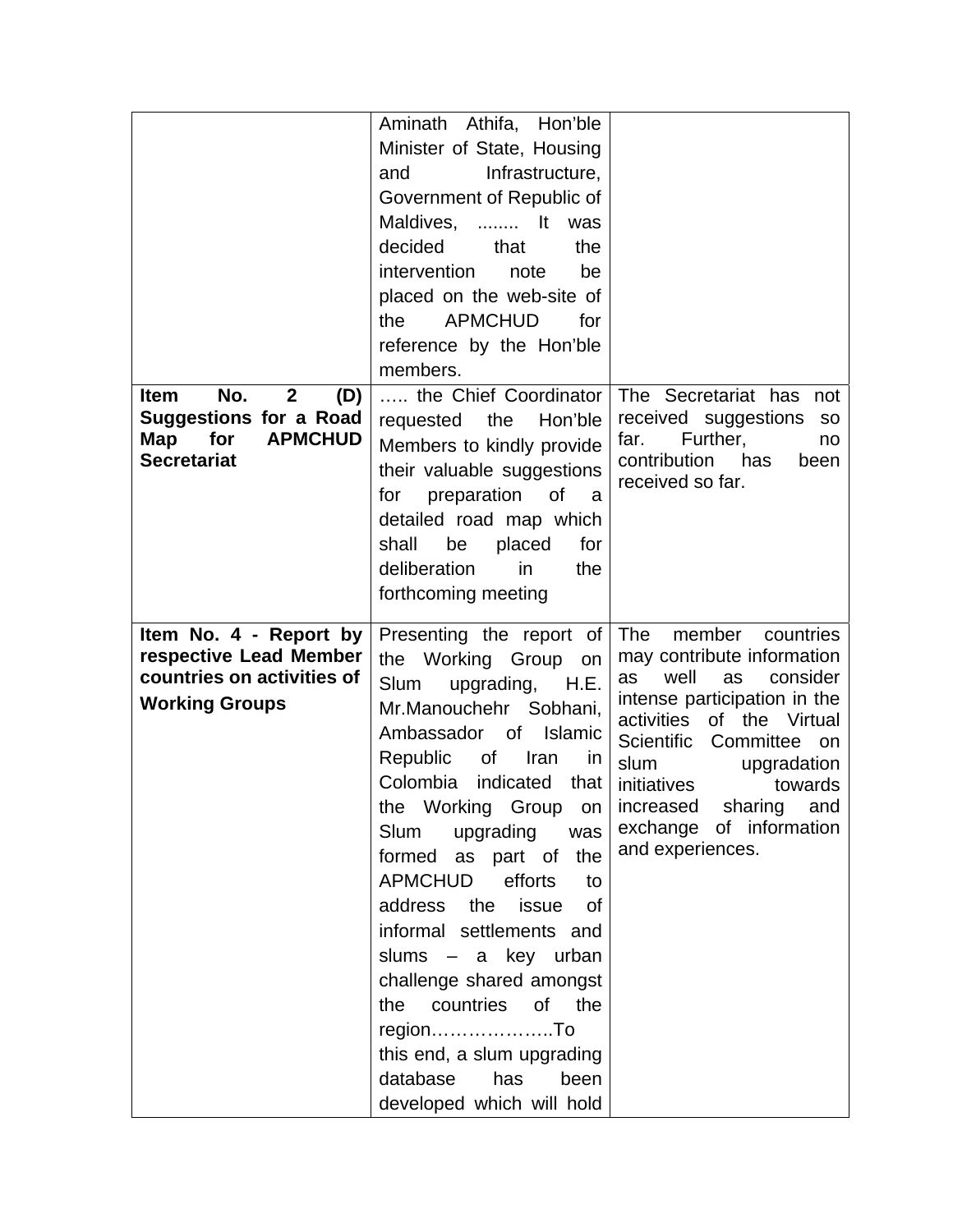| | | |
|---|---|---|
| | Aminath Athifa, Hon'ble Minister of State, Housing and Infrastructure, Government of Republic of Maldives, ........ It was decided that the intervention note be placed on the web-site of the APMCHUD for reference by the Hon'ble members. | |
| **Item No. 2 (D) Suggestions for a Road Map for APMCHUD Secretariat** | ….. the Chief Coordinator requested the Hon'ble Members to kindly provide their valuable suggestions for preparation of a detailed road map which shall be placed for deliberation in the forthcoming meeting | The Secretariat has not received suggestions so far. Further, no contribution has been received so far. |
| **Item No. 4 - Report by respective Lead Member countries on activities of Working Groups** | Presenting the report of the Working Group on Slum upgrading, H.E. Mr.Manouchehr Sobhani, Ambassador of Islamic Republic of Iran in Colombia indicated that the Working Group on Slum upgrading was formed as part of the APMCHUD efforts to address the issue of informal settlements and slums – a key urban challenge shared amongst the countries of the region………………..To this end, a slum upgrading database has been developed which will hold | The member countries may contribute information as well as consider intense participation in the activities of the Virtual Scientific Committee on slum upgradation initiatives towards increased sharing and exchange of information and experiences. |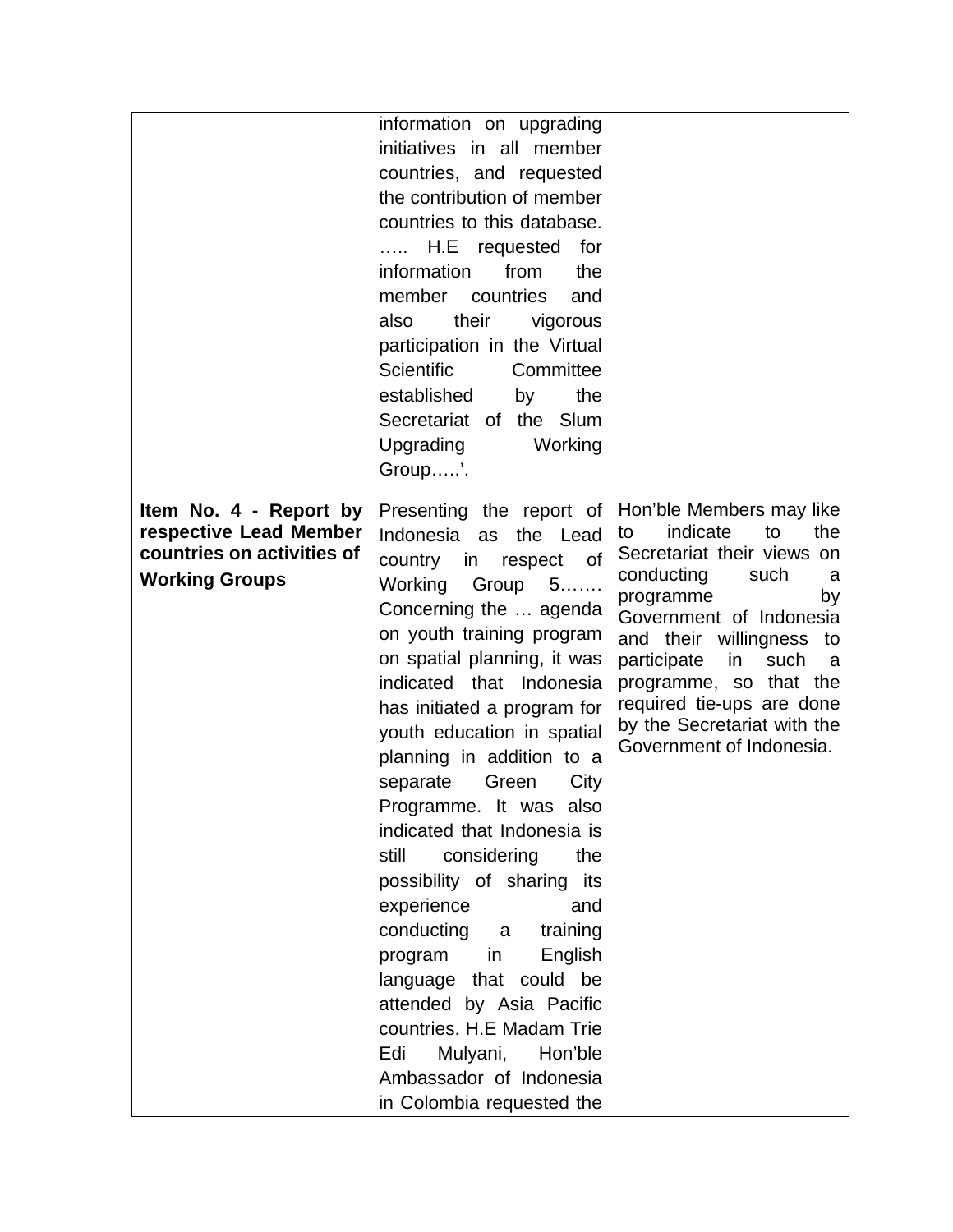| | | |
|---|---|---|
| | information on upgrading initiatives in all member countries, and requested the contribution of member countries to this database. ….. H.E requested for information from the member countries and also their vigorous participation in the Virtual Scientific Committee established by the Secretariat of the Slum Upgrading Working Group…..’. | |
| **Item No. 4 - Report by respective Lead Member countries on activities of Working Groups** | Presenting the report of Indonesia as the Lead country in respect of Working Group 5……. Concerning the … agenda on youth training program on spatial planning, it was indicated that Indonesia has initiated a program for youth education in spatial planning in addition to a separate Green City Programme. It was also indicated that Indonesia is still considering the possibility of sharing its experience and conducting a training program in English language that could be attended by Asia Pacific countries. H.E Madam Trie Edi Mulyani, Hon’ble Ambassador of Indonesia in Colombia requested the | Hon’ble Members may like to indicate to the Secretariat their views on conducting such a programme by Government of Indonesia and their willingness to participate in such a programme, so that the required tie-ups are done by the Secretariat with the Government of Indonesia. |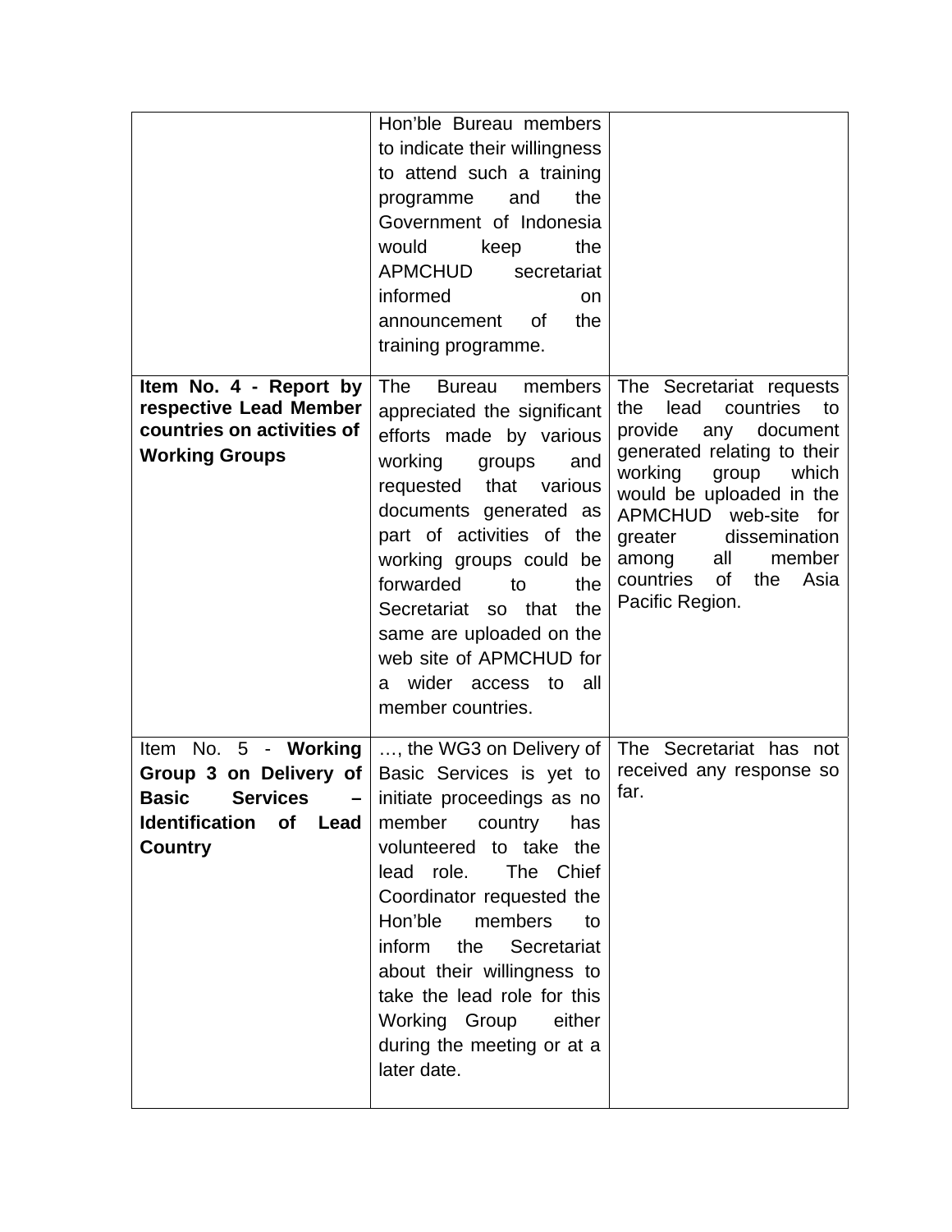| | | |
|---|---|---|
| | Hon'ble Bureau members to indicate their willingness to attend such a training programme and the Government of Indonesia would keep the APMCHUD secretariat informed on announcement of the training programme. | |
| **Item No. 4 - Report by respective Lead Member countries on activities of Working Groups** | The Bureau members appreciated the significant efforts made by various working groups and requested that various documents generated as part of activities of the working groups could be forwarded to the Secretariat so that the same are uploaded on the web site of APMCHUD for a wider access to all member countries. | The Secretariat requests the lead countries to provide any document generated relating to their working group which would be uploaded in the APMCHUD web-site for greater dissemination among all member countries of the Asia Pacific Region. |
| Item No. 5 - **Working Group 3 on Delivery of Basic Services – Identification of Lead Country** | …, the WG3 on Delivery of Basic Services is yet to initiate proceedings as no member country has volunteered to take the lead role. The Chief Coordinator requested the Hon'ble members to inform the Secretariat about their willingness to take the lead role for this Working Group either during the meeting or at a later date. | The Secretariat has not received any response so far. |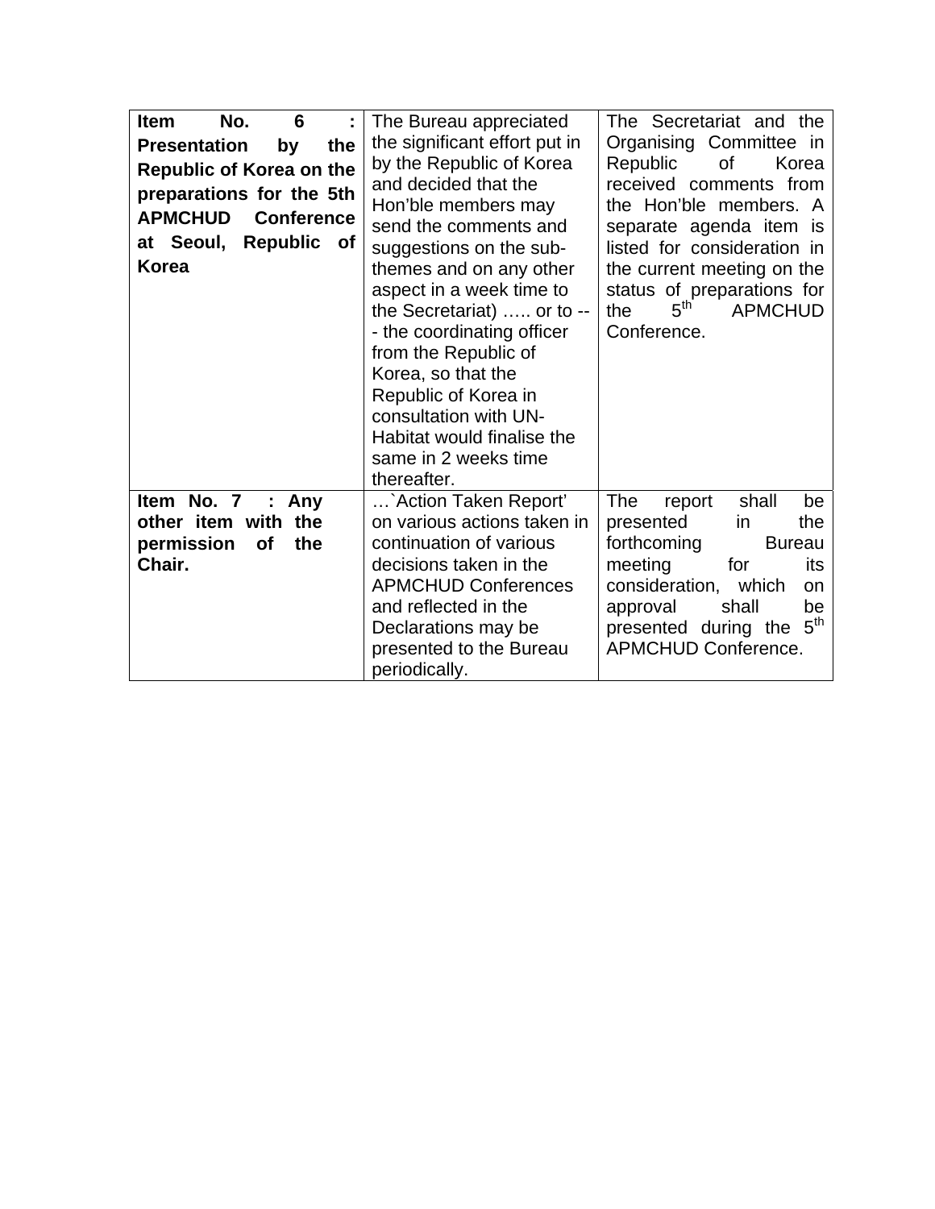| **Item No. 6 : Presentation by the Republic of Korea on the preparations for the 5th APMCHUD Conference at Seoul, Republic of Korea** | The Bureau appreciated the significant effort put in by the Republic of Korea and decided that the Hon'ble members may send the comments and suggestions on the sub-themes and on any other aspect in a week time to the Secretariat) ….. or to --- the coordinating officer from the Republic of Korea, so that the Republic of Korea in consultation with UN-Habitat would finalise the same in 2 weeks time thereafter. | The Secretariat and the Organising Committee in Republic of Korea received comments from the Hon'ble members. A separate agenda item is listed for consideration in the current meeting on the status of preparations for the 5th APMCHUD Conference. |
|---|---|---|
| **Item No. 7 : Any other item with the permission of the Chair.** | …`Action Taken Report' on various actions taken in continuation of various decisions taken in the APMCHUD Conferences and reflected in the Declarations may be presented to the Bureau periodically. | The report shall be presented in the forthcoming Bureau meeting for its consideration, which on approval shall be presented during the 5th APMCHUD Conference. |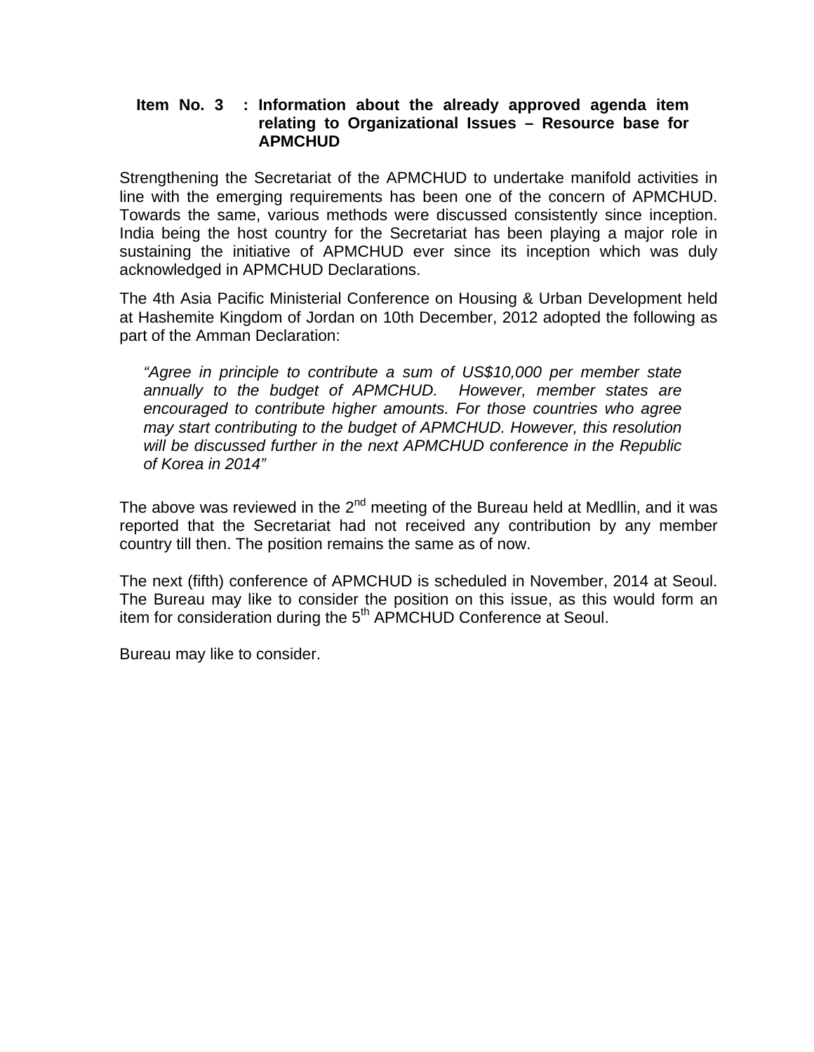**Item No. 3 : Information about the already approved agenda item relating to Organizational Issues – Resource base for APMCHUD**

Strengthening the Secretariat of the APMCHUD to undertake manifold activities in line with the emerging requirements has been one of the concern of APMCHUD. Towards the same, various methods were discussed consistently since inception. India being the host country for the Secretariat has been playing a major role in sustaining the initiative of APMCHUD ever since its inception which was duly acknowledged in APMCHUD Declarations.

The 4th Asia Pacific Ministerial Conference on Housing & Urban Development held at Hashemite Kingdom of Jordan on 10th December, 2012 adopted the following as part of the Amman Declaration:

> *"Agree in principle to contribute a sum of US$10,000 per member state annually to the budget of APMCHUD. However, member states are encouraged to contribute higher amounts. For those countries who agree may start contributing to the budget of APMCHUD. However, this resolution will be discussed further in the next APMCHUD conference in the Republic of Korea in 2014"*

The above was reviewed in the 2nd meeting of the Bureau held at Medllin, and it was reported that the Secretariat had not received any contribution by any member country till then. The position remains the same as of now.

The next (fifth) conference of APMCHUD is scheduled in November, 2014 at Seoul. The Bureau may like to consider the position on this issue, as this would form an item for consideration during the 5th APMCHUD Conference at Seoul.

Bureau may like to consider.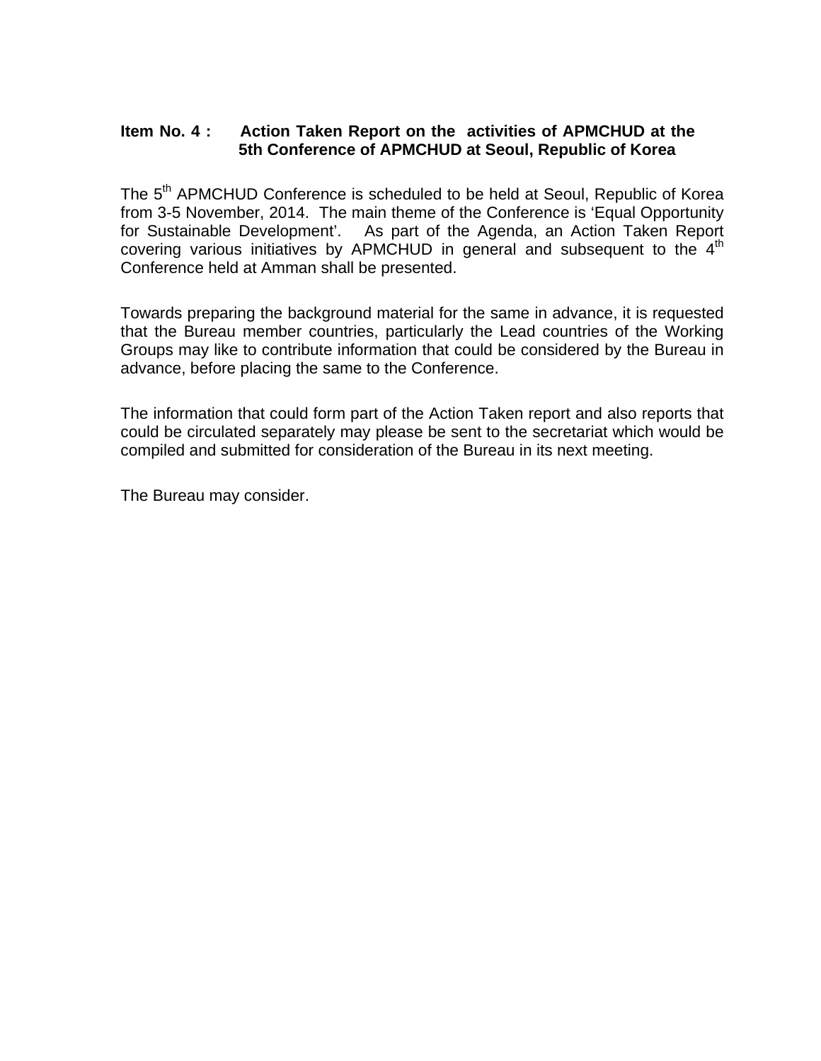**Item No. 4 : Action Taken Report on the activities of APMCHUD at the 5th Conference of APMCHUD at Seoul, Republic of Korea**

The 5th APMCHUD Conference is scheduled to be held at Seoul, Republic of Korea from 3-5 November, 2014. The main theme of the Conference is 'Equal Opportunity for Sustainable Development'. As part of the Agenda, an Action Taken Report covering various initiatives by APMCHUD in general and subsequent to the 4th Conference held at Amman shall be presented.

Towards preparing the background material for the same in advance, it is requested that the Bureau member countries, particularly the Lead countries of the Working Groups may like to contribute information that could be considered by the Bureau in advance, before placing the same to the Conference.

The information that could form part of the Action Taken report and also reports that could be circulated separately may please be sent to the secretariat which would be compiled and submitted for consideration of the Bureau in its next meeting.

The Bureau may consider.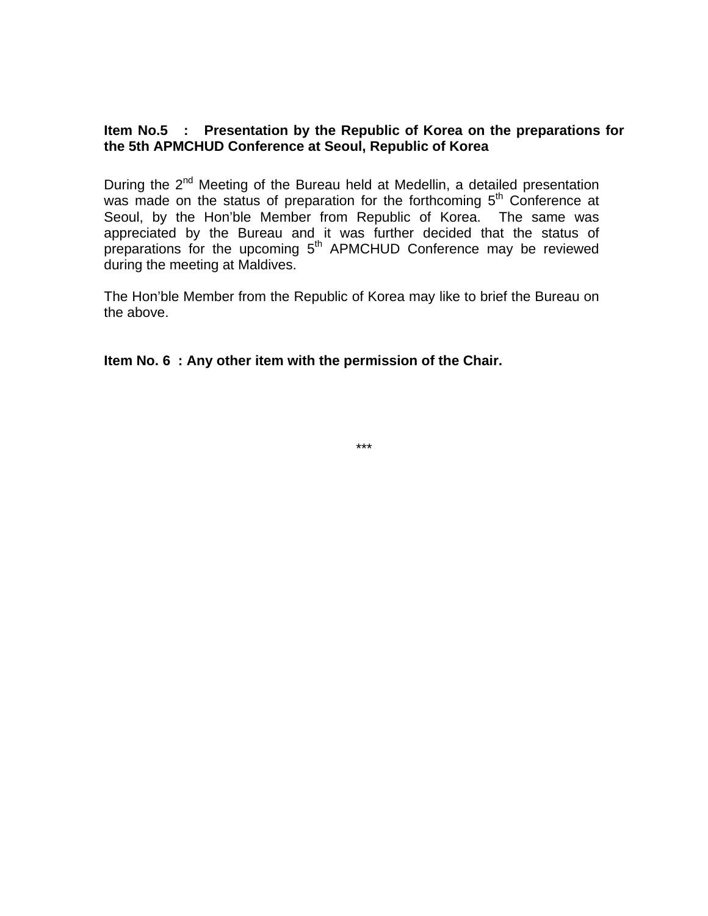**Item No.5 : Presentation by the Republic of Korea on the preparations for the 5th APMCHUD Conference at Seoul, Republic of Korea**

During the 2nd Meeting of the Bureau held at Medellin, a detailed presentation was made on the status of preparation for the forthcoming 5th Conference at Seoul, by the Hon'ble Member from Republic of Korea. The same was appreciated by the Bureau and it was further decided that the status of preparations for the upcoming 5th APMCHUD Conference may be reviewed during the meeting at Maldives.

The Hon'ble Member from the Republic of Korea may like to brief the Bureau on the above.

**Item No. 6 : Any other item with the permission of the Chair.**

***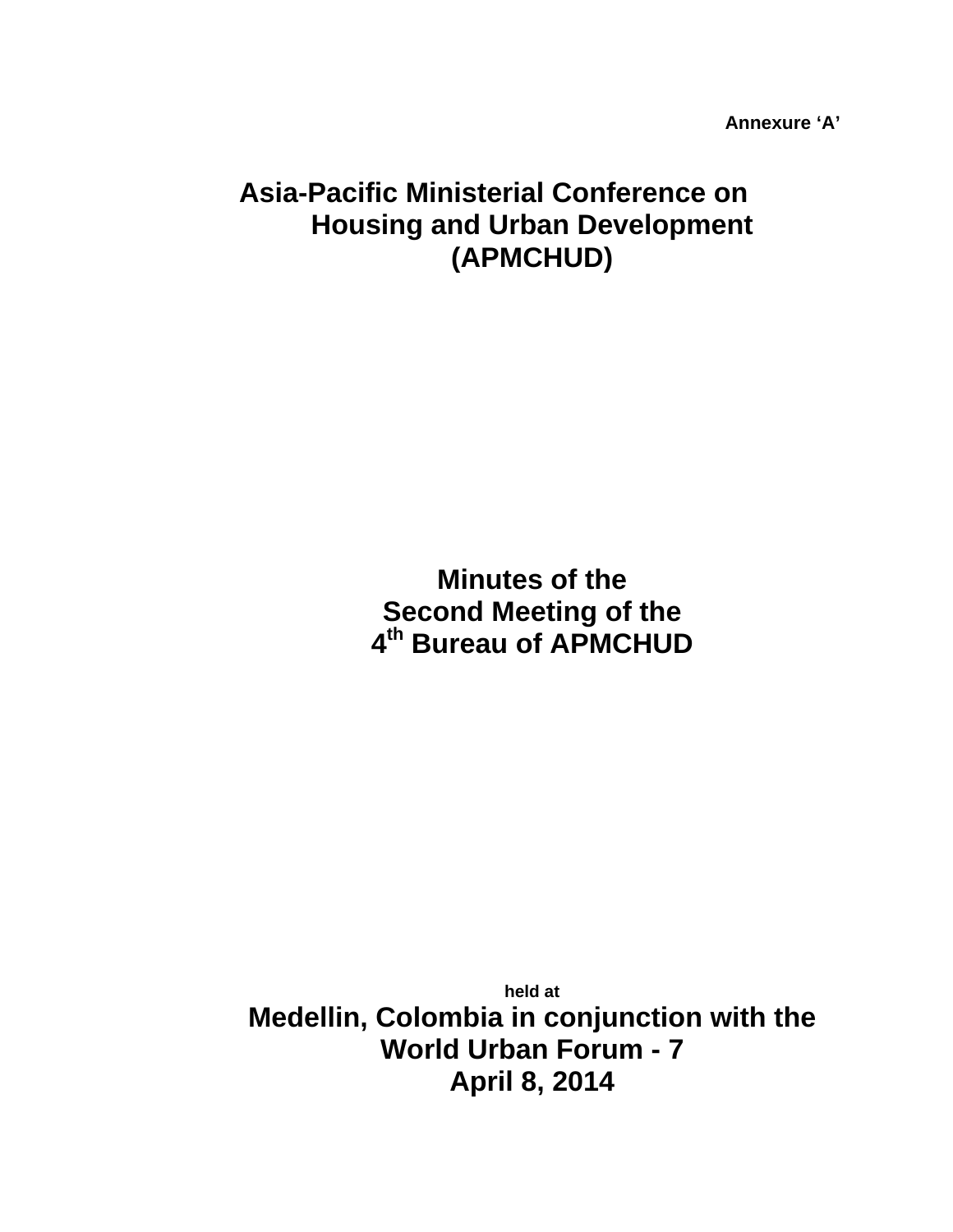**Annexure 'A'**

# Asia-Pacific Ministerial Conference on Housing and Urban Development (APMCHUD)

## Minutes of the Second Meeting of the 4th Bureau of APMCHUD

**held at**

**Medellin, Colombia in conjunction with the World Urban Forum - 7**

**April 8, 2014**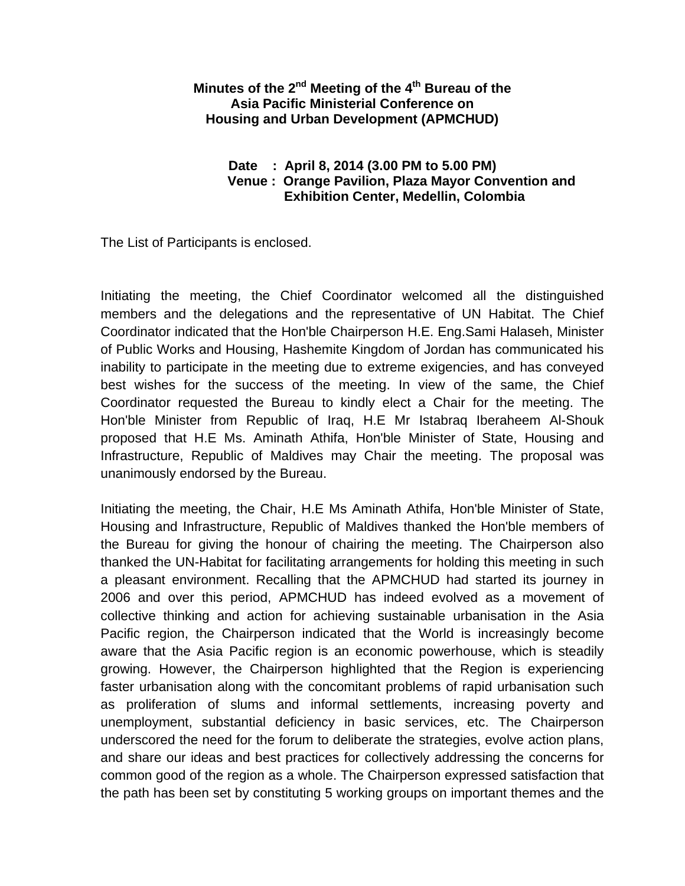**Minutes of the 2nd Meeting of the 4th Bureau of the Asia Pacific Ministerial Conference on Housing and Urban Development (APMCHUD)**

**Date : April 8, 2014 (3.00 PM to 5.00 PM)**
**Venue : Orange Pavilion, Plaza Mayor Convention and Exhibition Center, Medellin, Colombia**

The List of Participants is enclosed.

Initiating the meeting, the Chief Coordinator welcomed all the distinguished members and the delegations and the representative of UN Habitat. The Chief Coordinator indicated that the Hon'ble Chairperson H.E. Eng.Sami Halaseh, Minister of Public Works and Housing, Hashemite Kingdom of Jordan has communicated his inability to participate in the meeting due to extreme exigencies, and has conveyed best wishes for the success of the meeting. In view of the same, the Chief Coordinator requested the Bureau to kindly elect a Chair for the meeting. The Hon'ble Minister from Republic of Iraq, H.E Mr Istabraq Iberaheem Al-Shouk proposed that H.E Ms. Aminath Athifa, Hon'ble Minister of State, Housing and Infrastructure, Republic of Maldives may Chair the meeting. The proposal was unanimously endorsed by the Bureau.

Initiating the meeting, the Chair, H.E Ms Aminath Athifa, Hon'ble Minister of State, Housing and Infrastructure, Republic of Maldives thanked the Hon'ble members of the Bureau for giving the honour of chairing the meeting. The Chairperson also thanked the UN-Habitat for facilitating arrangements for holding this meeting in such a pleasant environment. Recalling that the APMCHUD had started its journey in 2006 and over this period, APMCHUD has indeed evolved as a movement of collective thinking and action for achieving sustainable urbanisation in the Asia Pacific region, the Chairperson indicated that the World is increasingly become aware that the Asia Pacific region is an economic powerhouse, which is steadily growing. However, the Chairperson highlighted that the Region is experiencing faster urbanisation along with the concomitant problems of rapid urbanisation such as proliferation of slums and informal settlements, increasing poverty and unemployment, substantial deficiency in basic services, etc. The Chairperson underscored the need for the forum to deliberate the strategies, evolve action plans, and share our ideas and best practices for collectively addressing the concerns for common good of the region as a whole. The Chairperson expressed satisfaction that the path has been set by constituting 5 working groups on important themes and the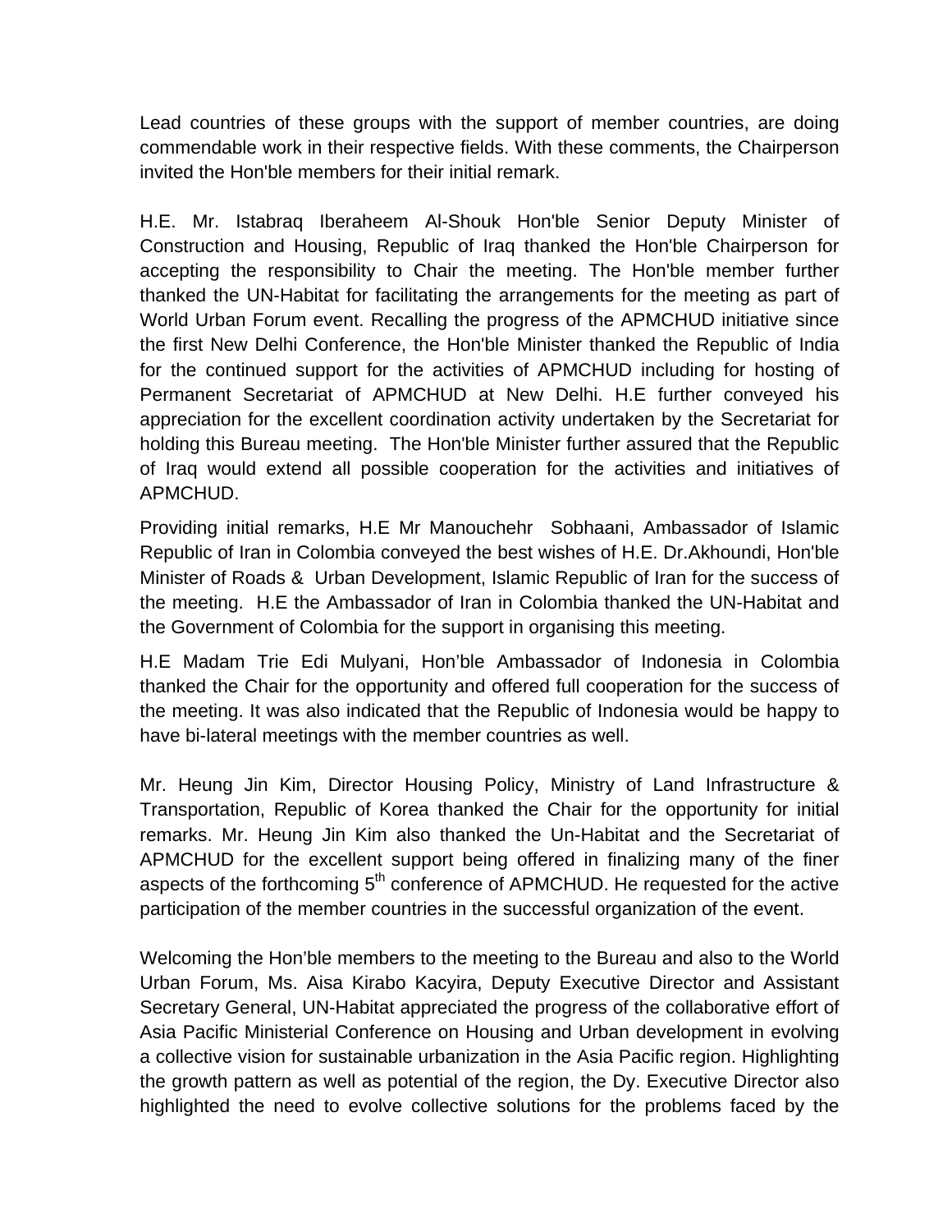Lead countries of these groups with the support of member countries, are doing commendable work in their respective fields. With these comments, the Chairperson invited the Hon'ble members for their initial remark.

H.E. Mr. Istabraq Iberaheem Al-Shouk Hon'ble Senior Deputy Minister of Construction and Housing, Republic of Iraq thanked the Hon'ble Chairperson for accepting the responsibility to Chair the meeting. The Hon'ble member further thanked the UN-Habitat for facilitating the arrangements for the meeting as part of World Urban Forum event. Recalling the progress of the APMCHUD initiative since the first New Delhi Conference, the Hon'ble Minister thanked the Republic of India for the continued support for the activities of APMCHUD including for hosting of Permanent Secretariat of APMCHUD at New Delhi. H.E further conveyed his appreciation for the excellent coordination activity undertaken by the Secretariat for holding this Bureau meeting. The Hon'ble Minister further assured that the Republic of Iraq would extend all possible cooperation for the activities and initiatives of APMCHUD.

Providing initial remarks, H.E Mr Manouchehr Sobhaani, Ambassador of Islamic Republic of Iran in Colombia conveyed the best wishes of H.E. Dr.Akhoundi, Hon'ble Minister of Roads & Urban Development, Islamic Republic of Iran for the success of the meeting. H.E the Ambassador of Iran in Colombia thanked the UN-Habitat and the Government of Colombia for the support in organising this meeting.

H.E Madam Trie Edi Mulyani, Hon'ble Ambassador of Indonesia in Colombia thanked the Chair for the opportunity and offered full cooperation for the success of the meeting. It was also indicated that the Republic of Indonesia would be happy to have bi-lateral meetings with the member countries as well.

Mr. Heung Jin Kim, Director Housing Policy, Ministry of Land Infrastructure & Transportation, Republic of Korea thanked the Chair for the opportunity for initial remarks. Mr. Heung Jin Kim also thanked the Un-Habitat and the Secretariat of APMCHUD for the excellent support being offered in finalizing many of the finer aspects of the forthcoming 5th conference of APMCHUD. He requested for the active participation of the member countries in the successful organization of the event.

Welcoming the Hon'ble members to the meeting to the Bureau and also to the World Urban Forum, Ms. Aisa Kirabo Kacyira, Deputy Executive Director and Assistant Secretary General, UN-Habitat appreciated the progress of the collaborative effort of Asia Pacific Ministerial Conference on Housing and Urban development in evolving a collective vision for sustainable urbanization in the Asia Pacific region. Highlighting the growth pattern as well as potential of the region, the Dy. Executive Director also highlighted the need to evolve collective solutions for the problems faced by the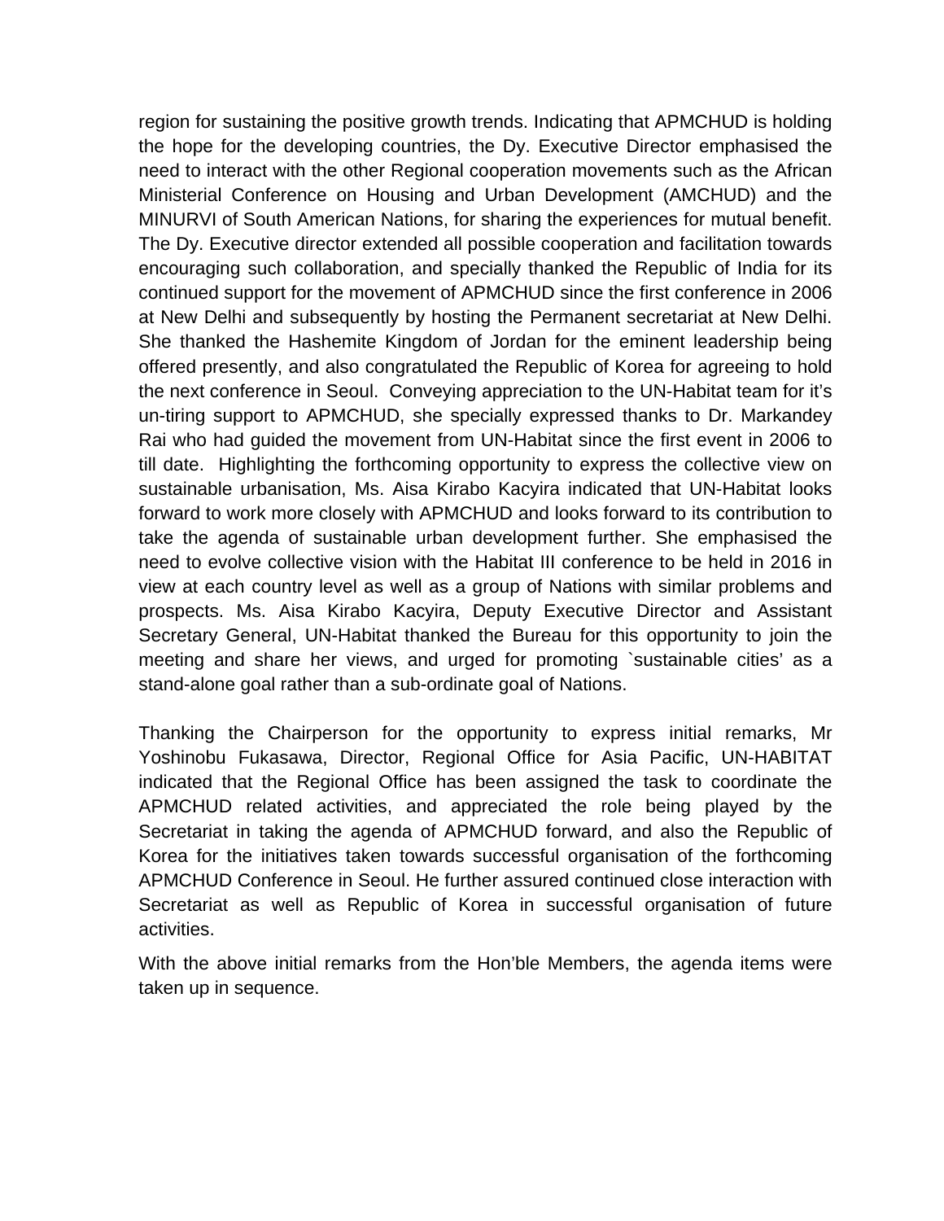region for sustaining the positive growth trends. Indicating that APMCHUD is holding the hope for the developing countries, the Dy. Executive Director emphasised the need to interact with the other Regional cooperation movements such as the African Ministerial Conference on Housing and Urban Development (AMCHUD) and the MINURVI of South American Nations, for sharing the experiences for mutual benefit. The Dy. Executive director extended all possible cooperation and facilitation towards encouraging such collaboration, and specially thanked the Republic of India for its continued support for the movement of APMCHUD since the first conference in 2006 at New Delhi and subsequently by hosting the Permanent secretariat at New Delhi. She thanked the Hashemite Kingdom of Jordan for the eminent leadership being offered presently, and also congratulated the Republic of Korea for agreeing to hold the next conference in Seoul. Conveying appreciation to the UN-Habitat team for it's un-tiring support to APMCHUD, she specially expressed thanks to Dr. Markandey Rai who had guided the movement from UN-Habitat since the first event in 2006 to till date. Highlighting the forthcoming opportunity to express the collective view on sustainable urbanisation, Ms. Aisa Kirabo Kacyira indicated that UN-Habitat looks forward to work more closely with APMCHUD and looks forward to its contribution to take the agenda of sustainable urban development further. She emphasised the need to evolve collective vision with the Habitat III conference to be held in 2016 in view at each country level as well as a group of Nations with similar problems and prospects. Ms. Aisa Kirabo Kacyira, Deputy Executive Director and Assistant Secretary General, UN-Habitat thanked the Bureau for this opportunity to join the meeting and share her views, and urged for promoting `sustainable cities' as a stand-alone goal rather than a sub-ordinate goal of Nations.

Thanking the Chairperson for the opportunity to express initial remarks, Mr Yoshinobu Fukasawa, Director, Regional Office for Asia Pacific, UN-HABITAT indicated that the Regional Office has been assigned the task to coordinate the APMCHUD related activities, and appreciated the role being played by the Secretariat in taking the agenda of APMCHUD forward, and also the Republic of Korea for the initiatives taken towards successful organisation of the forthcoming APMCHUD Conference in Seoul. He further assured continued close interaction with Secretariat as well as Republic of Korea in successful organisation of future activities.

With the above initial remarks from the Hon'ble Members, the agenda items were taken up in sequence.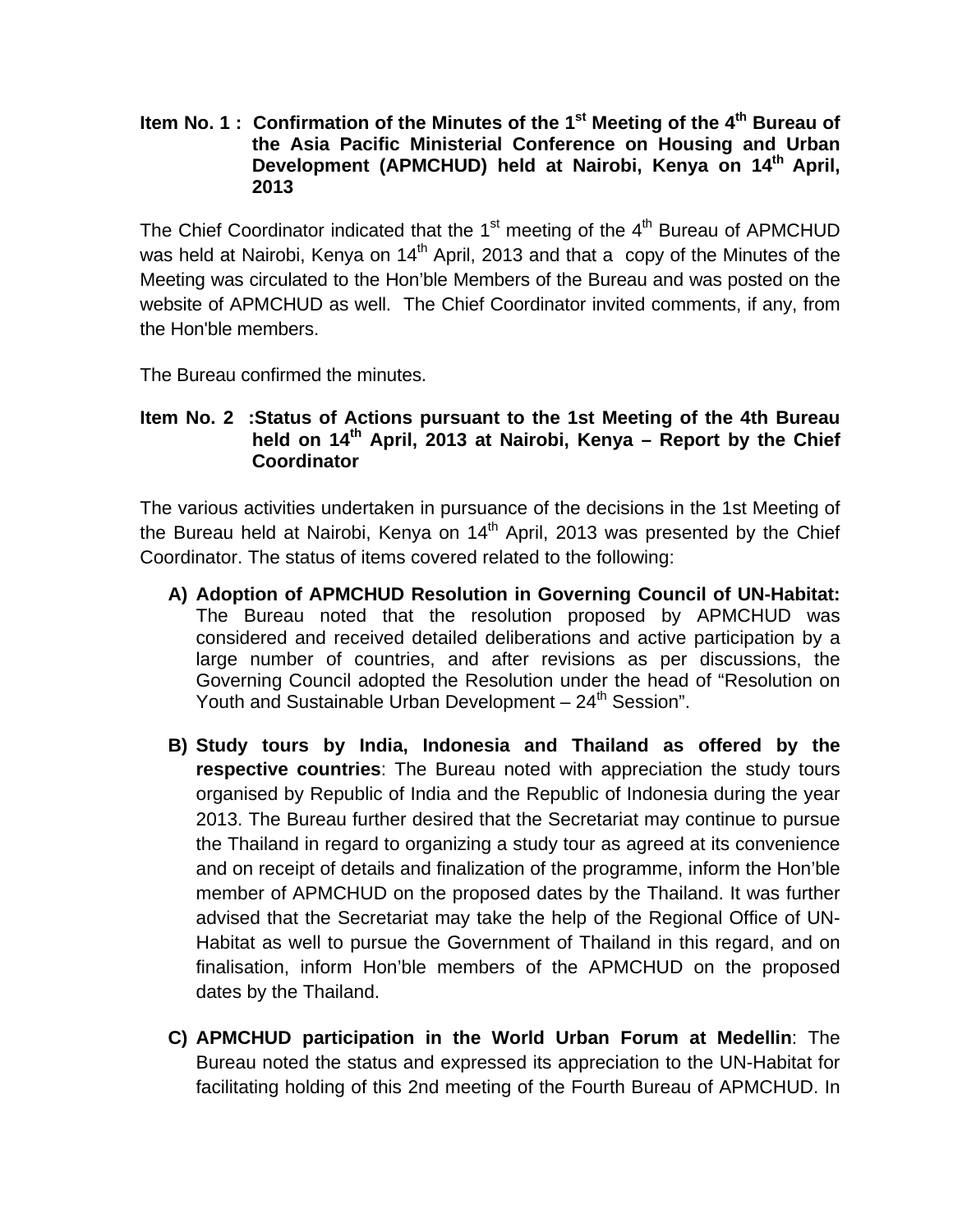**Item No. 1 : Confirmation of the Minutes of the 1st Meeting of the 4th Bureau of the Asia Pacific Ministerial Conference on Housing and Urban Development (APMCHUD) held at Nairobi, Kenya on 14th April, 2013**

The Chief Coordinator indicated that the 1st meeting of the 4th Bureau of APMCHUD was held at Nairobi, Kenya on 14th April, 2013 and that a copy of the Minutes of the Meeting was circulated to the Hon'ble Members of the Bureau and was posted on the website of APMCHUD as well. The Chief Coordinator invited comments, if any, from the Hon'ble members.

The Bureau confirmed the minutes.

**Item No. 2 :Status of Actions pursuant to the 1st Meeting of the 4th Bureau held on 14th April, 2013 at Nairobi, Kenya – Report by the Chief Coordinator**

The various activities undertaken in pursuance of the decisions in the 1st Meeting of the Bureau held at Nairobi, Kenya on 14th April, 2013 was presented by the Chief Coordinator. The status of items covered related to the following:

A) **Adoption of APMCHUD Resolution in Governing Council of UN-Habitat:** The Bureau noted that the resolution proposed by APMCHUD was considered and received detailed deliberations and active participation by a large number of countries, and after revisions as per discussions, the Governing Council adopted the Resolution under the head of "Resolution on Youth and Sustainable Urban Development – 24th Session".

B) **Study tours by India, Indonesia and Thailand as offered by the respective countries**: The Bureau noted with appreciation the study tours organised by Republic of India and the Republic of Indonesia during the year 2013. The Bureau further desired that the Secretariat may continue to pursue the Thailand in regard to organizing a study tour as agreed at its convenience and on receipt of details and finalization of the programme, inform the Hon'ble member of APMCHUD on the proposed dates by the Thailand. It was further advised that the Secretariat may take the help of the Regional Office of UN-Habitat as well to pursue the Government of Thailand in this regard, and on finalisation, inform Hon'ble members of the APMCHUD on the proposed dates by the Thailand.

C) **APMCHUD participation in the World Urban Forum at Medellin**: The Bureau noted the status and expressed its appreciation to the UN-Habitat for facilitating holding of this 2nd meeting of the Fourth Bureau of APMCHUD. In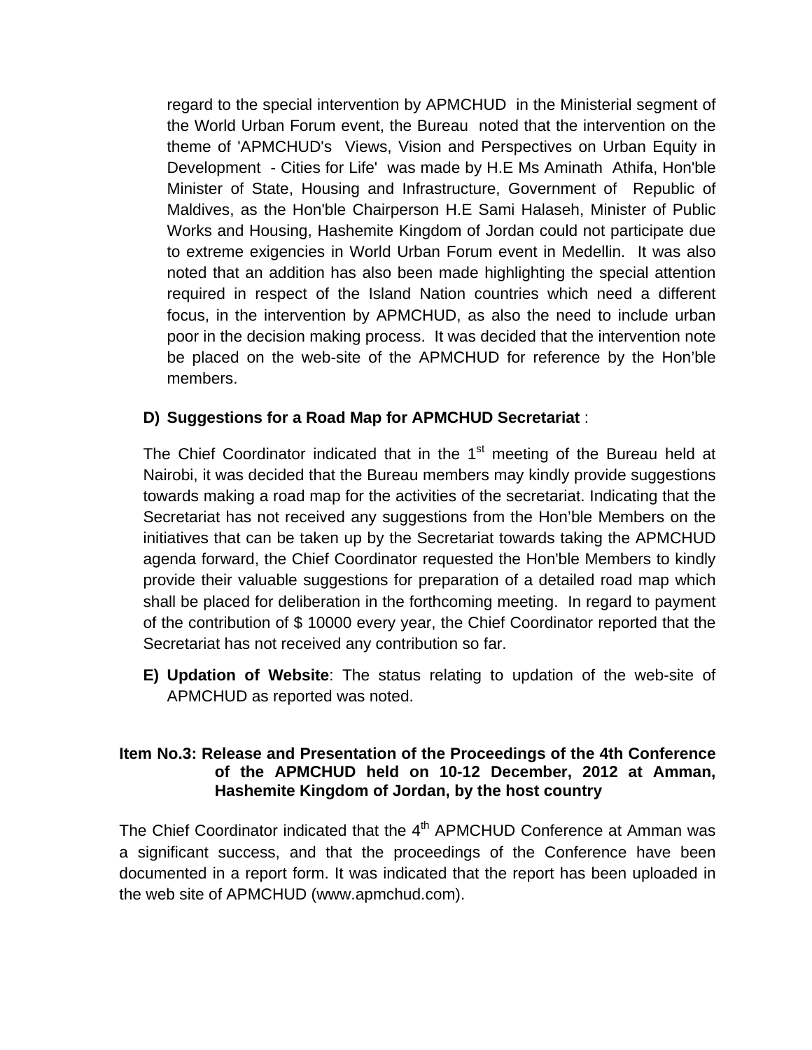regard to the special intervention by APMCHUD in the Ministerial segment of the World Urban Forum event, the Bureau noted that the intervention on the theme of 'APMCHUD's Views, Vision and Perspectives on Urban Equity in Development - Cities for Life' was made by H.E Ms Aminath Athifa, Hon'ble Minister of State, Housing and Infrastructure, Government of Republic of Maldives, as the Hon'ble Chairperson H.E Sami Halaseh, Minister of Public Works and Housing, Hashemite Kingdom of Jordan could not participate due to extreme exigencies in World Urban Forum event in Medellin. It was also noted that an addition has also been made highlighting the special attention required in respect of the Island Nation countries which need a different focus, in the intervention by APMCHUD, as also the need to include urban poor in the decision making process. It was decided that the intervention note be placed on the web-site of the APMCHUD for reference by the Hon'ble members.

**D) Suggestions for a Road Map for APMCHUD Secretariat** :

The Chief Coordinator indicated that in the 1st meeting of the Bureau held at Nairobi, it was decided that the Bureau members may kindly provide suggestions towards making a road map for the activities of the secretariat. Indicating that the Secretariat has not received any suggestions from the Hon'ble Members on the initiatives that can be taken up by the Secretariat towards taking the APMCHUD agenda forward, the Chief Coordinator requested the Hon'ble Members to kindly provide their valuable suggestions for preparation of a detailed road map which shall be placed for deliberation in the forthcoming meeting. In regard to payment of the contribution of $ 10000 every year, the Chief Coordinator reported that the Secretariat has not received any contribution so far.

**E) Updation of Website**: The status relating to updation of the web-site of APMCHUD as reported was noted.

**Item No.3: Release and Presentation of the Proceedings of the 4th Conference of the APMCHUD held on 10-12 December, 2012 at Amman, Hashemite Kingdom of Jordan, by the host country**

The Chief Coordinator indicated that the 4th APMCHUD Conference at Amman was a significant success, and that the proceedings of the Conference have been documented in a report form. It was indicated that the report has been uploaded in the web site of APMCHUD (www.apmchud.com).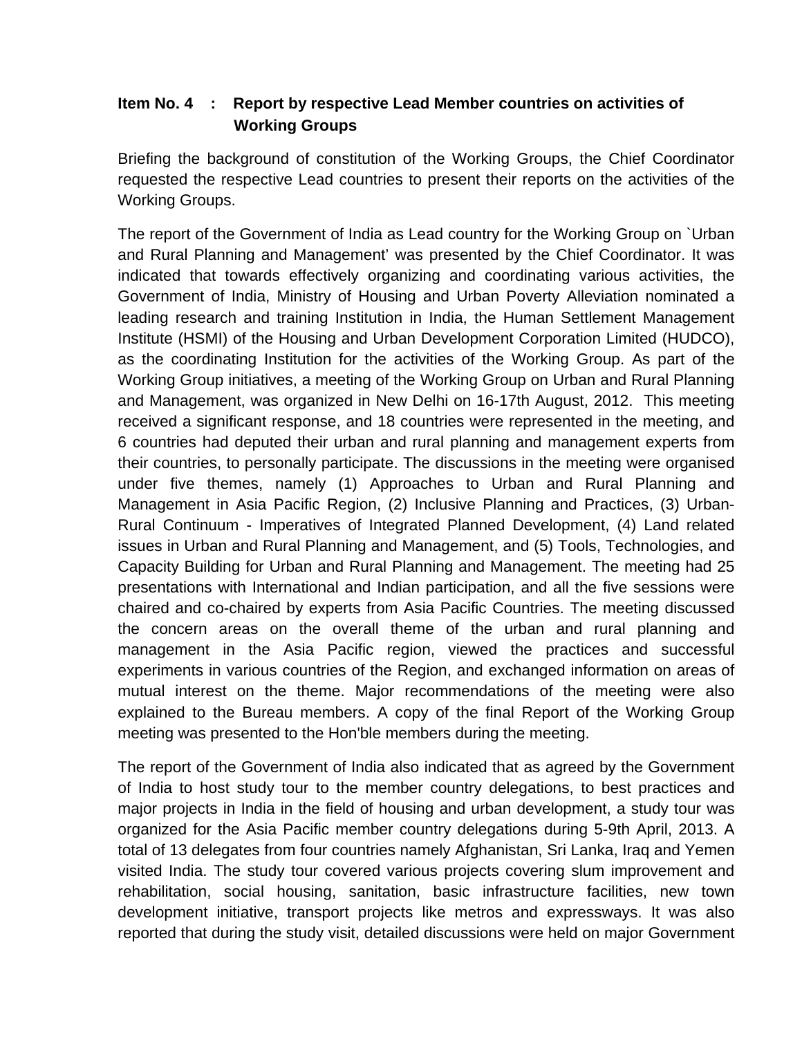**Item No. 4 : Report by respective Lead Member countries on activities of Working Groups**

Briefing the background of constitution of the Working Groups, the Chief Coordinator requested the respective Lead countries to present their reports on the activities of the Working Groups.

The report of the Government of India as Lead country for the Working Group on `Urban and Rural Planning and Management' was presented by the Chief Coordinator. It was indicated that towards effectively organizing and coordinating various activities, the Government of India, Ministry of Housing and Urban Poverty Alleviation nominated a leading research and training Institution in India, the Human Settlement Management Institute (HSMI) of the Housing and Urban Development Corporation Limited (HUDCO), as the coordinating Institution for the activities of the Working Group. As part of the Working Group initiatives, a meeting of the Working Group on Urban and Rural Planning and Management, was organized in New Delhi on 16-17th August, 2012. This meeting received a significant response, and 18 countries were represented in the meeting, and 6 countries had deputed their urban and rural planning and management experts from their countries, to personally participate. The discussions in the meeting were organised under five themes, namely (1) Approaches to Urban and Rural Planning and Management in Asia Pacific Region, (2) Inclusive Planning and Practices, (3) Urban-Rural Continuum - Imperatives of Integrated Planned Development, (4) Land related issues in Urban and Rural Planning and Management, and (5) Tools, Technologies, and Capacity Building for Urban and Rural Planning and Management. The meeting had 25 presentations with International and Indian participation, and all the five sessions were chaired and co-chaired by experts from Asia Pacific Countries. The meeting discussed the concern areas on the overall theme of the urban and rural planning and management in the Asia Pacific region, viewed the practices and successful experiments in various countries of the Region, and exchanged information on areas of mutual interest on the theme. Major recommendations of the meeting were also explained to the Bureau members. A copy of the final Report of the Working Group meeting was presented to the Hon'ble members during the meeting.

The report of the Government of India also indicated that as agreed by the Government of India to host study tour to the member country delegations, to best practices and major projects in India in the field of housing and urban development, a study tour was organized for the Asia Pacific member country delegations during 5-9th April, 2013. A total of 13 delegates from four countries namely Afghanistan, Sri Lanka, Iraq and Yemen visited India. The study tour covered various projects covering slum improvement and rehabilitation, social housing, sanitation, basic infrastructure facilities, new town development initiative, transport projects like metros and expressways. It was also reported that during the study visit, detailed discussions were held on major Government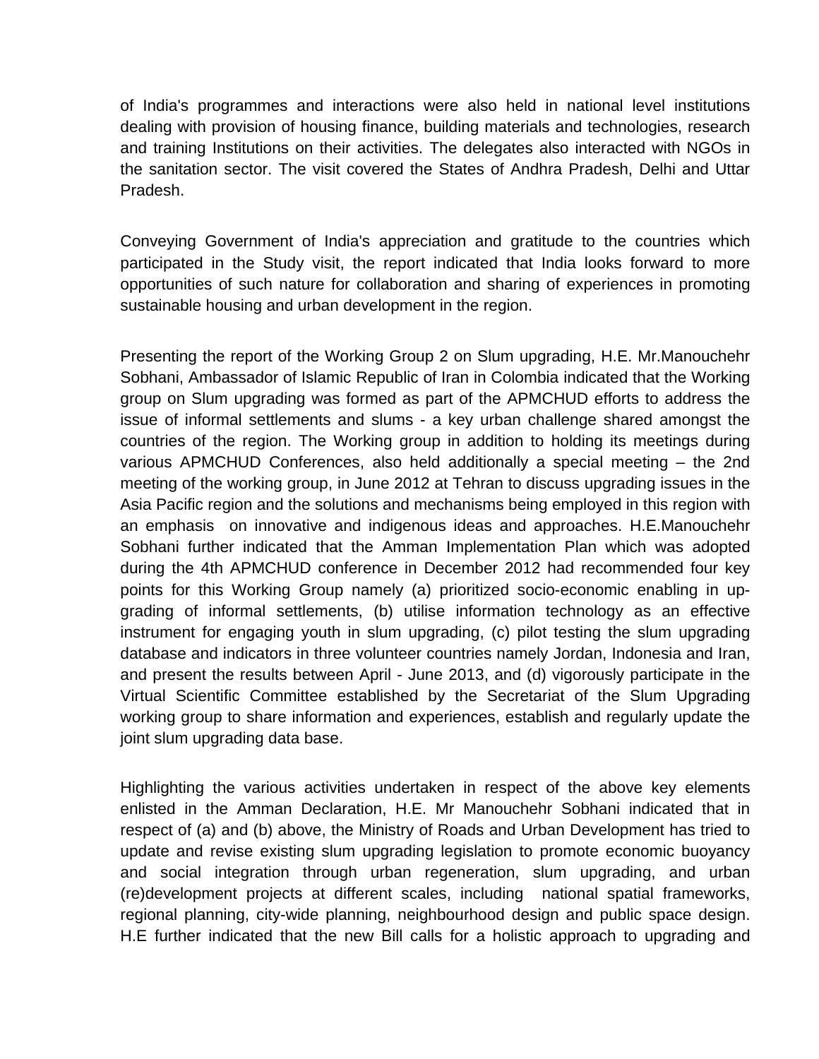of India's programmes and interactions were also held in national level institutions dealing with provision of housing finance, building materials and technologies, research and training Institutions on their activities. The delegates also interacted with NGOs in the sanitation sector. The visit covered the States of Andhra Pradesh, Delhi and Uttar Pradesh.

Conveying Government of India's appreciation and gratitude to the countries which participated in the Study visit, the report indicated that India looks forward to more opportunities of such nature for collaboration and sharing of experiences in promoting sustainable housing and urban development in the region.

Presenting the report of the Working Group 2 on Slum upgrading, H.E. Mr.Manouchehr Sobhani, Ambassador of Islamic Republic of Iran in Colombia indicated that the Working group on Slum upgrading was formed as part of the APMCHUD efforts to address the issue of informal settlements and slums - a key urban challenge shared amongst the countries of the region. The Working group in addition to holding its meetings during various APMCHUD Conferences, also held additionally a special meeting – the 2nd meeting of the working group, in June 2012 at Tehran to discuss upgrading issues in the Asia Pacific region and the solutions and mechanisms being employed in this region with an emphasis on innovative and indigenous ideas and approaches. H.E.Manouchehr Sobhani further indicated that the Amman Implementation Plan which was adopted during the 4th APMCHUD conference in December 2012 had recommended four key points for this Working Group namely (a) prioritized socio-economic enabling in up-grading of informal settlements, (b) utilise information technology as an effective instrument for engaging youth in slum upgrading, (c) pilot testing the slum upgrading database and indicators in three volunteer countries namely Jordan, Indonesia and Iran, and present the results between April - June 2013, and (d) vigorously participate in the Virtual Scientific Committee established by the Secretariat of the Slum Upgrading working group to share information and experiences, establish and regularly update the joint slum upgrading data base.

Highlighting the various activities undertaken in respect of the above key elements enlisted in the Amman Declaration, H.E. Mr Manouchehr Sobhani indicated that in respect of (a) and (b) above, the Ministry of Roads and Urban Development has tried to update and revise existing slum upgrading legislation to promote economic buoyancy and social integration through urban regeneration, slum upgrading, and urban (re)development projects at different scales, including national spatial frameworks, regional planning, city-wide planning, neighbourhood design and public space design. H.E further indicated that the new Bill calls for a holistic approach to upgrading and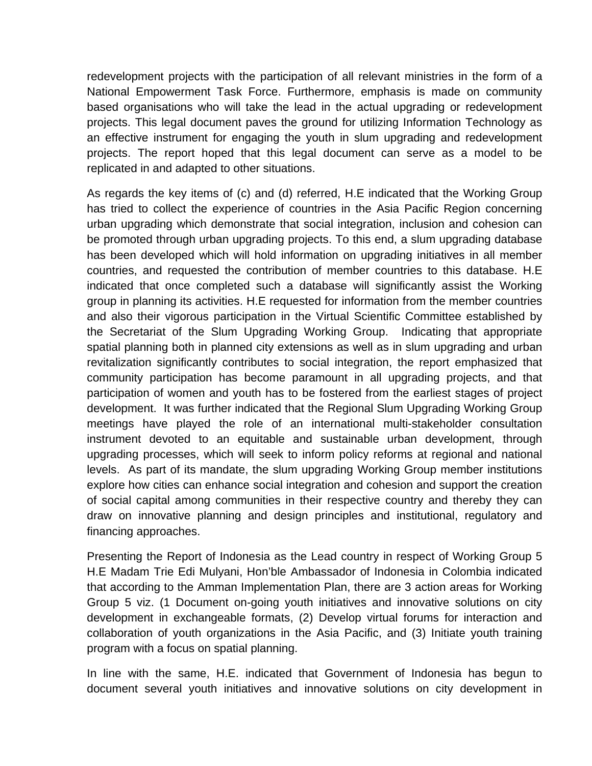redevelopment projects with the participation of all relevant ministries in the form of a National Empowerment Task Force. Furthermore, emphasis is made on community based organisations who will take the lead in the actual upgrading or redevelopment projects. This legal document paves the ground for utilizing Information Technology as an effective instrument for engaging the youth in slum upgrading and redevelopment projects. The report hoped that this legal document can serve as a model to be replicated in and adapted to other situations.

As regards the key items of (c) and (d) referred, H.E indicated that the Working Group has tried to collect the experience of countries in the Asia Pacific Region concerning urban upgrading which demonstrate that social integration, inclusion and cohesion can be promoted through urban upgrading projects. To this end, a slum upgrading database has been developed which will hold information on upgrading initiatives in all member countries, and requested the contribution of member countries to this database. H.E indicated that once completed such a database will significantly assist the Working group in planning its activities. H.E requested for information from the member countries and also their vigorous participation in the Virtual Scientific Committee established by the Secretariat of the Slum Upgrading Working Group. Indicating that appropriate spatial planning both in planned city extensions as well as in slum upgrading and urban revitalization significantly contributes to social integration, the report emphasized that community participation has become paramount in all upgrading projects, and that participation of women and youth has to be fostered from the earliest stages of project development. It was further indicated that the Regional Slum Upgrading Working Group meetings have played the role of an international multi-stakeholder consultation instrument devoted to an equitable and sustainable urban development, through upgrading processes, which will seek to inform policy reforms at regional and national levels. As part of its mandate, the slum upgrading Working Group member institutions explore how cities can enhance social integration and cohesion and support the creation of social capital among communities in their respective country and thereby they can draw on innovative planning and design principles and institutional, regulatory and financing approaches.

Presenting the Report of Indonesia as the Lead country in respect of Working Group 5 H.E Madam Trie Edi Mulyani, Hon'ble Ambassador of Indonesia in Colombia indicated that according to the Amman Implementation Plan, there are 3 action areas for Working Group 5 viz. (1 Document on-going youth initiatives and innovative solutions on city development in exchangeable formats, (2) Develop virtual forums for interaction and collaboration of youth organizations in the Asia Pacific, and (3) Initiate youth training program with a focus on spatial planning.

In line with the same, H.E. indicated that Government of Indonesia has begun to document several youth initiatives and innovative solutions on city development in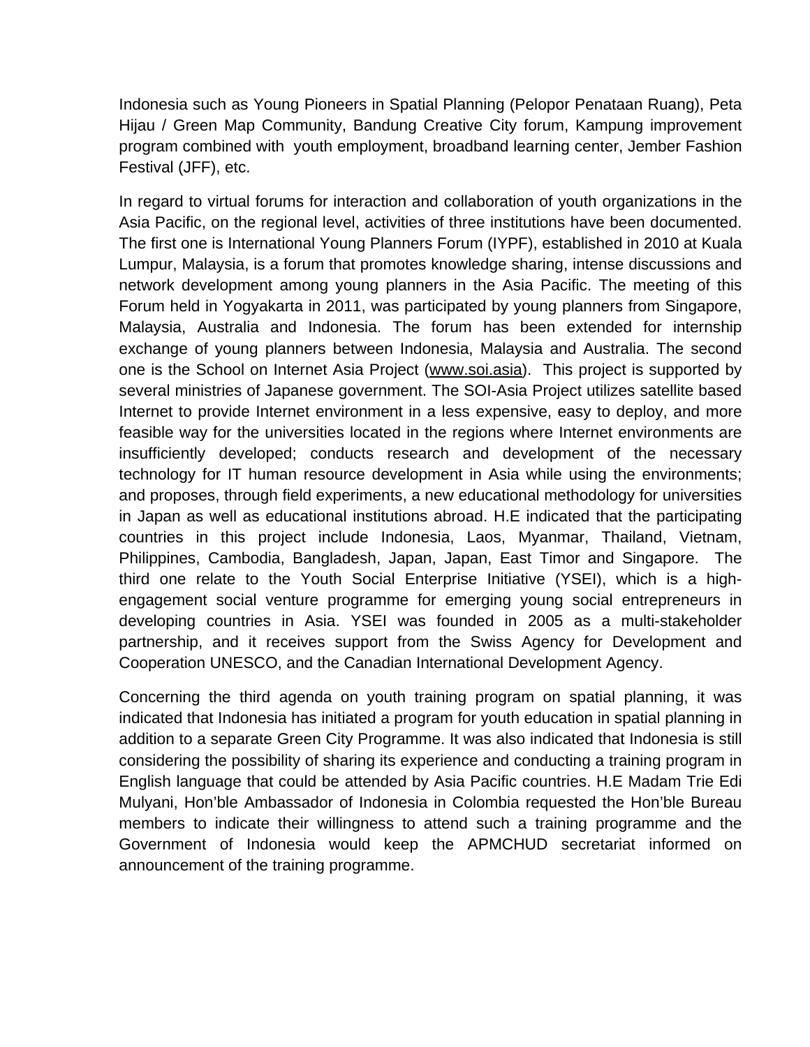Indonesia such as Young Pioneers in Spatial Planning (Pelopor Penataan Ruang), Peta Hijau / Green Map Community, Bandung Creative City forum, Kampung improvement program combined with youth employment, broadband learning center, Jember Fashion Festival (JFF), etc.

In regard to virtual forums for interaction and collaboration of youth organizations in the Asia Pacific, on the regional level, activities of three institutions have been documented. The first one is International Young Planners Forum (IYPF), established in 2010 at Kuala Lumpur, Malaysia, is a forum that promotes knowledge sharing, intense discussions and network development among young planners in the Asia Pacific. The meeting of this Forum held in Yogyakarta in 2011, was participated by young planners from Singapore, Malaysia, Australia and Indonesia. The forum has been extended for internship exchange of young planners between Indonesia, Malaysia and Australia. The second one is the School on Internet Asia Project (www.soi.asia). This project is supported by several ministries of Japanese government. The SOI-Asia Project utilizes satellite based Internet to provide Internet environment in a less expensive, easy to deploy, and more feasible way for the universities located in the regions where Internet environments are insufficiently developed; conducts research and development of the necessary technology for IT human resource development in Asia while using the environments; and proposes, through field experiments, a new educational methodology for universities in Japan as well as educational institutions abroad. H.E indicated that the participating countries in this project include Indonesia, Laos, Myanmar, Thailand, Vietnam, Philippines, Cambodia, Bangladesh, Japan, Japan, East Timor and Singapore. The third one relate to the Youth Social Enterprise Initiative (YSEI), which is a high-engagement social venture programme for emerging young social entrepreneurs in developing countries in Asia. YSEI was founded in 2005 as a multi-stakeholder partnership, and it receives support from the Swiss Agency for Development and Cooperation UNESCO, and the Canadian International Development Agency.

Concerning the third agenda on youth training program on spatial planning, it was indicated that Indonesia has initiated a program for youth education in spatial planning in addition to a separate Green City Programme. It was also indicated that Indonesia is still considering the possibility of sharing its experience and conducting a training program in English language that could be attended by Asia Pacific countries. H.E Madam Trie Edi Mulyani, Hon'ble Ambassador of Indonesia in Colombia requested the Hon'ble Bureau members to indicate their willingness to attend such a training programme and the Government of Indonesia would keep the APMCHUD secretariat informed on announcement of the training programme.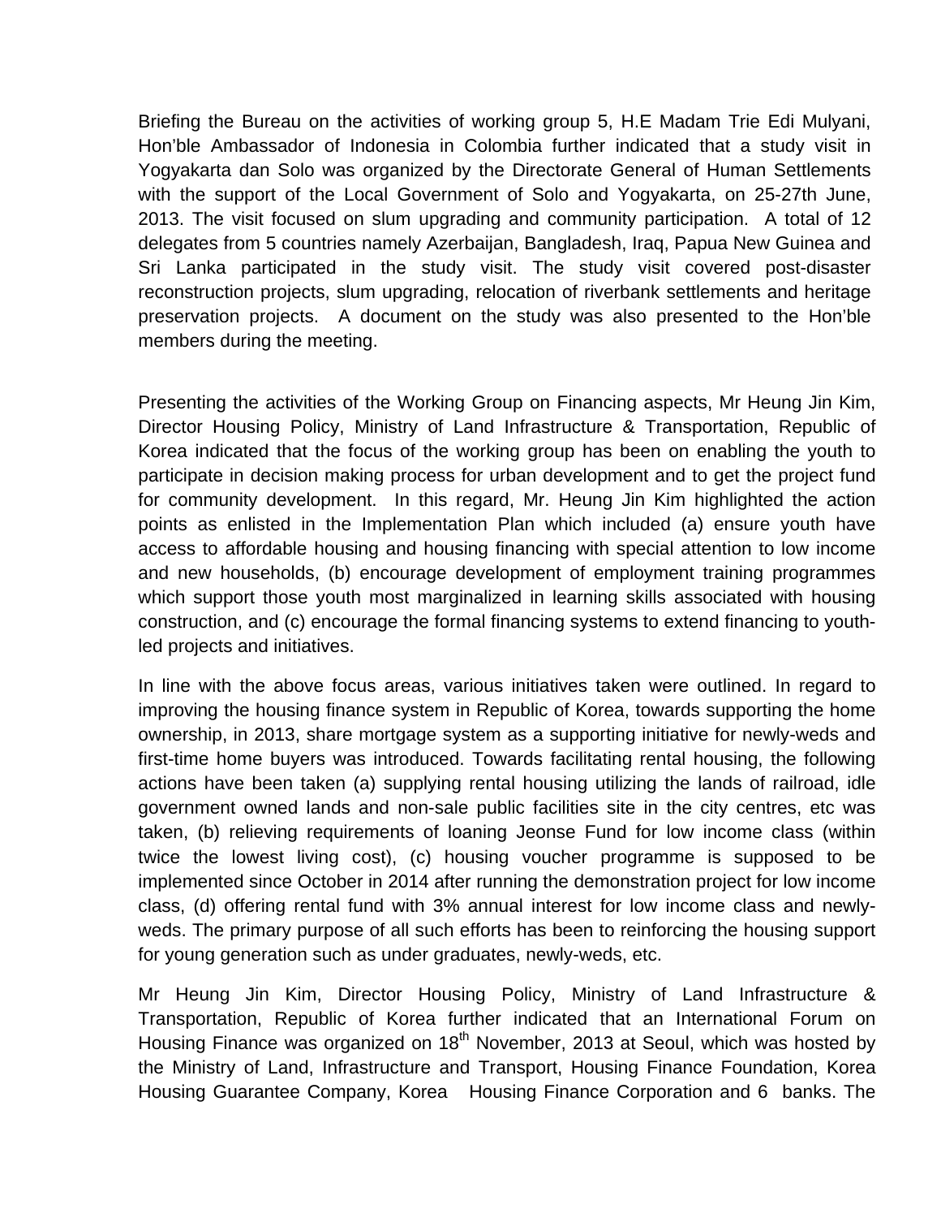Briefing the Bureau on the activities of working group 5, H.E Madam Trie Edi Mulyani, Hon'ble Ambassador of Indonesia in Colombia further indicated that a study visit in Yogyakarta dan Solo was organized by the Directorate General of Human Settlements with the support of the Local Government of Solo and Yogyakarta, on 25-27th June, 2013. The visit focused on slum upgrading and community participation. A total of 12 delegates from 5 countries namely Azerbaijan, Bangladesh, Iraq, Papua New Guinea and Sri Lanka participated in the study visit. The study visit covered post-disaster reconstruction projects, slum upgrading, relocation of riverbank settlements and heritage preservation projects. A document on the study was also presented to the Hon'ble members during the meeting.

Presenting the activities of the Working Group on Financing aspects, Mr Heung Jin Kim, Director Housing Policy, Ministry of Land Infrastructure & Transportation, Republic of Korea indicated that the focus of the working group has been on enabling the youth to participate in decision making process for urban development and to get the project fund for community development. In this regard, Mr. Heung Jin Kim highlighted the action points as enlisted in the Implementation Plan which included (a) ensure youth have access to affordable housing and housing financing with special attention to low income and new households, (b) encourage development of employment training programmes which support those youth most marginalized in learning skills associated with housing construction, and (c) encourage the formal financing systems to extend financing to youth-led projects and initiatives.

In line with the above focus areas, various initiatives taken were outlined. In regard to improving the housing finance system in Republic of Korea, towards supporting the home ownership, in 2013, share mortgage system as a supporting initiative for newly-weds and first-time home buyers was introduced. Towards facilitating rental housing, the following actions have been taken (a) supplying rental housing utilizing the lands of railroad, idle government owned lands and non-sale public facilities site in the city centres, etc was taken, (b) relieving requirements of loaning Jeonse Fund for low income class (within twice the lowest living cost), (c) housing voucher programme is supposed to be implemented since October in 2014 after running the demonstration project for low income class, (d) offering rental fund with 3% annual interest for low income class and newly-weds. The primary purpose of all such efforts has been to reinforcing the housing support for young generation such as under graduates, newly-weds, etc.

Mr Heung Jin Kim, Director Housing Policy, Ministry of Land Infrastructure & Transportation, Republic of Korea further indicated that an International Forum on Housing Finance was organized on 18th November, 2013 at Seoul, which was hosted by the Ministry of Land, Infrastructure and Transport, Housing Finance Foundation, Korea Housing Guarantee Company, Korea Housing Finance Corporation and 6 banks. The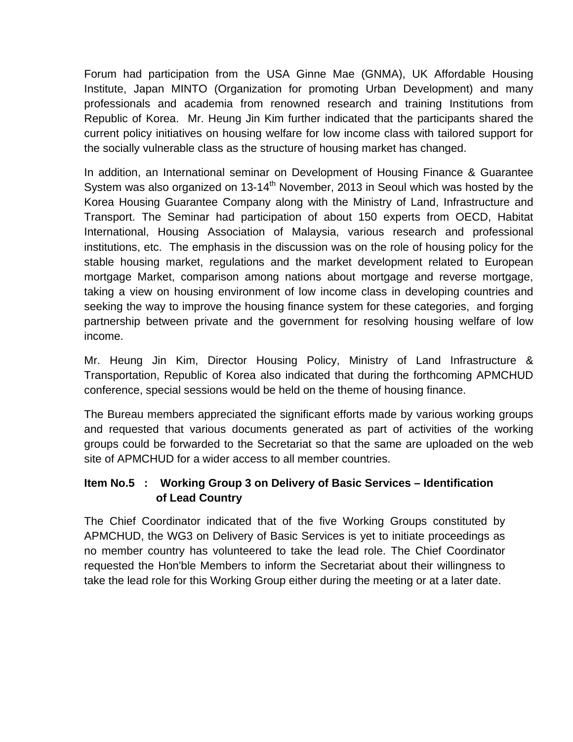Forum had participation from the USA Ginne Mae (GNMA), UK Affordable Housing Institute, Japan MINTO (Organization for promoting Urban Development) and many professionals and academia from renowned research and training Institutions from Republic of Korea. Mr. Heung Jin Kim further indicated that the participants shared the current policy initiatives on housing welfare for low income class with tailored support for the socially vulnerable class as the structure of housing market has changed.

In addition, an International seminar on Development of Housing Finance & Guarantee System was also organized on 13-14th November, 2013 in Seoul which was hosted by the Korea Housing Guarantee Company along with the Ministry of Land, Infrastructure and Transport. The Seminar had participation of about 150 experts from OECD, Habitat International, Housing Association of Malaysia, various research and professional institutions, etc. The emphasis in the discussion was on the role of housing policy for the stable housing market, regulations and the market development related to European mortgage Market, comparison among nations about mortgage and reverse mortgage, taking a view on housing environment of low income class in developing countries and seeking the way to improve the housing finance system for these categories, and forging partnership between private and the government for resolving housing welfare of low income.

Mr. Heung Jin Kim, Director Housing Policy, Ministry of Land Infrastructure & Transportation, Republic of Korea also indicated that during the forthcoming APMCHUD conference, special sessions would be held on the theme of housing finance.

The Bureau members appreciated the significant efforts made by various working groups and requested that various documents generated as part of activities of the working groups could be forwarded to the Secretariat so that the same are uploaded on the web site of APMCHUD for a wider access to all member countries.

**Item No.5 : Working Group 3 on Delivery of Basic Services – Identification of Lead Country**

The Chief Coordinator indicated that of the five Working Groups constituted by APMCHUD, the WG3 on Delivery of Basic Services is yet to initiate proceedings as no member country has volunteered to take the lead role. The Chief Coordinator requested the Hon'ble Members to inform the Secretariat about their willingness to take the lead role for this Working Group either during the meeting or at a later date.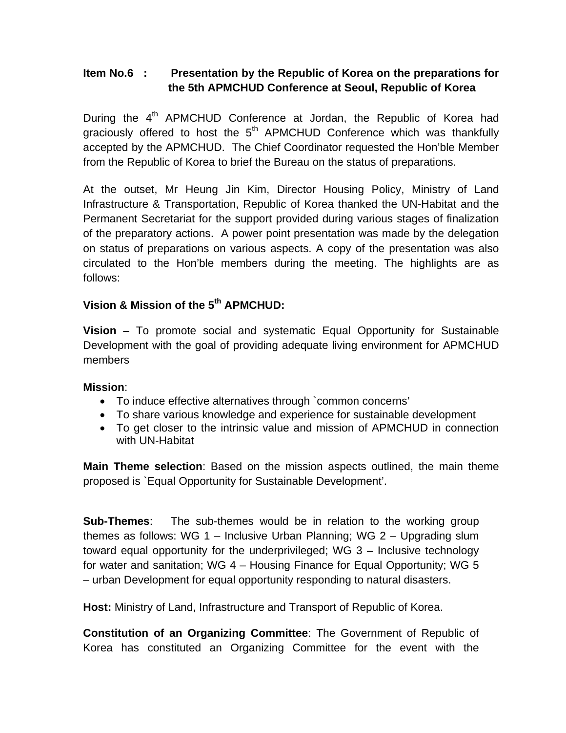**Item No.6 : Presentation by the Republic of Korea on the preparations for the 5th APMCHUD Conference at Seoul, Republic of Korea**

During the 4th APMCHUD Conference at Jordan, the Republic of Korea had graciously offered to host the 5th APMCHUD Conference which was thankfully accepted by the APMCHUD. The Chief Coordinator requested the Hon'ble Member from the Republic of Korea to brief the Bureau on the status of preparations.

At the outset, Mr Heung Jin Kim, Director Housing Policy, Ministry of Land Infrastructure & Transportation, Republic of Korea thanked the UN-Habitat and the Permanent Secretariat for the support provided during various stages of finalization of the preparatory actions. A power point presentation was made by the delegation on status of preparations on various aspects. A copy of the presentation was also circulated to the Hon'ble members during the meeting. The highlights are as follows:

**Vision & Mission of the 5th APMCHUD:**

**Vision** – To promote social and systematic Equal Opportunity for Sustainable Development with the goal of providing adequate living environment for APMCHUD members

**Mission**:

- To induce effective alternatives through `common concerns'
- To share various knowledge and experience for sustainable development
- To get closer to the intrinsic value and mission of APMCHUD in connection with UN-Habitat

**Main Theme selection**: Based on the mission aspects outlined, the main theme proposed is `Equal Opportunity for Sustainable Development'.

**Sub-Themes**: The sub-themes would be in relation to the working group themes as follows: WG 1 – Inclusive Urban Planning; WG 2 – Upgrading slum toward equal opportunity for the underprivileged; WG 3 – Inclusive technology for water and sanitation; WG 4 – Housing Finance for Equal Opportunity; WG 5 – urban Development for equal opportunity responding to natural disasters.

**Host:** Ministry of Land, Infrastructure and Transport of Republic of Korea.

**Constitution of an Organizing Committee**: The Government of Republic of Korea has constituted an Organizing Committee for the event with the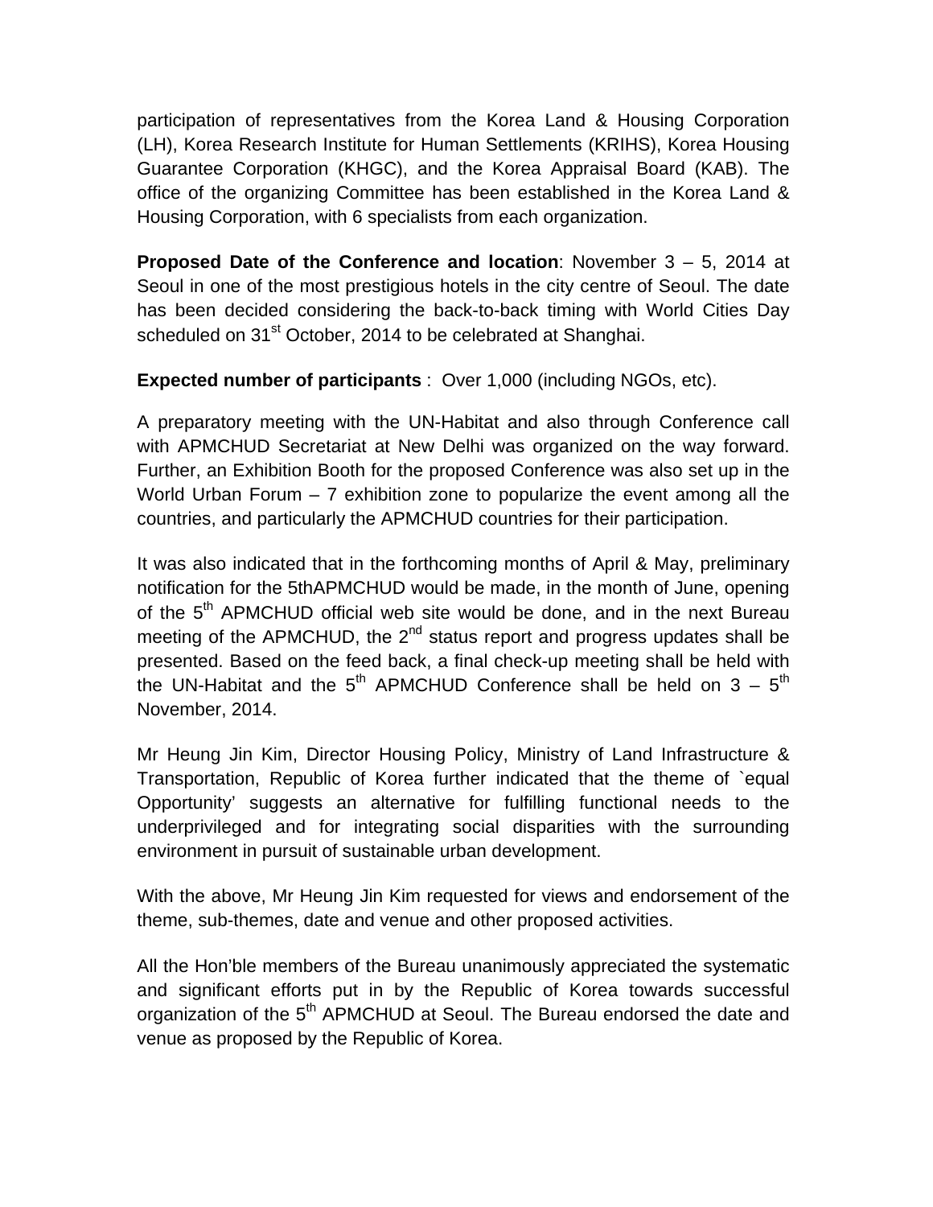participation of representatives from the Korea Land & Housing Corporation (LH), Korea Research Institute for Human Settlements (KRIHS), Korea Housing Guarantee Corporation (KHGC), and the Korea Appraisal Board (KAB). The office of the organizing Committee has been established in the Korea Land & Housing Corporation, with 6 specialists from each organization.

**Proposed Date of the Conference and location**: November 3 – 5, 2014 at Seoul in one of the most prestigious hotels in the city centre of Seoul. The date has been decided considering the back-to-back timing with World Cities Day scheduled on 31st October, 2014 to be celebrated at Shanghai.

**Expected number of participants** : Over 1,000 (including NGOs, etc).

A preparatory meeting with the UN-Habitat and also through Conference call with APMCHUD Secretariat at New Delhi was organized on the way forward. Further, an Exhibition Booth for the proposed Conference was also set up in the World Urban Forum – 7 exhibition zone to popularize the event among all the countries, and particularly the APMCHUD countries for their participation.

It was also indicated that in the forthcoming months of April & May, preliminary notification for the 5thAPMCHUD would be made, in the month of June, opening of the 5th APMCHUD official web site would be done, and in the next Bureau meeting of the APMCHUD, the 2nd status report and progress updates shall be presented. Based on the feed back, a final check-up meeting shall be held with the UN-Habitat and the 5th APMCHUD Conference shall be held on 3 – 5th November, 2014.

Mr Heung Jin Kim, Director Housing Policy, Ministry of Land Infrastructure & Transportation, Republic of Korea further indicated that the theme of `equal Opportunity' suggests an alternative for fulfilling functional needs to the underprivileged and for integrating social disparities with the surrounding environment in pursuit of sustainable urban development.

With the above, Mr Heung Jin Kim requested for views and endorsement of the theme, sub-themes, date and venue and other proposed activities.

All the Hon'ble members of the Bureau unanimously appreciated the systematic and significant efforts put in by the Republic of Korea towards successful organization of the 5th APMCHUD at Seoul. The Bureau endorsed the date and venue as proposed by the Republic of Korea.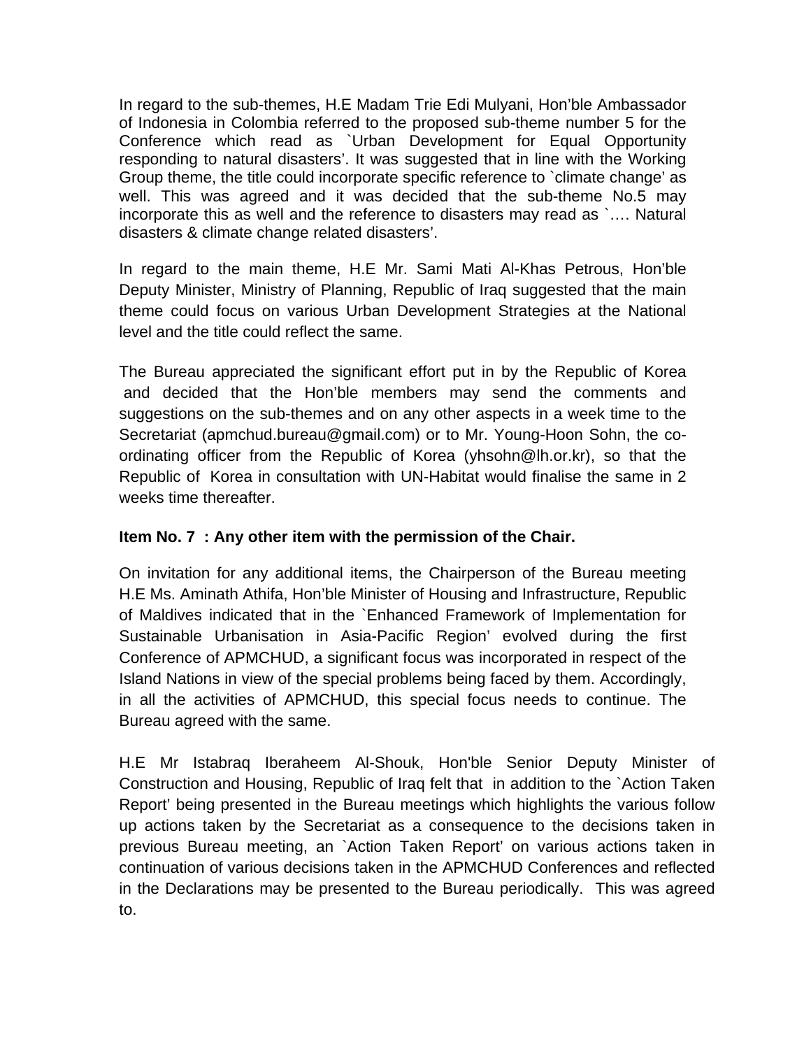In regard to the sub-themes, H.E Madam Trie Edi Mulyani, Hon'ble Ambassador of Indonesia in Colombia referred to the proposed sub-theme number 5 for the Conference which read as `Urban Development for Equal Opportunity responding to natural disasters'. It was suggested that in line with the Working Group theme, the title could incorporate specific reference to `climate change' as well. This was agreed and it was decided that the sub-theme No.5 may incorporate this as well and the reference to disasters may read as `…. Natural disasters & climate change related disasters'.

In regard to the main theme, H.E Mr. Sami Mati Al-Khas Petrous, Hon'ble Deputy Minister, Ministry of Planning, Republic of Iraq suggested that the main theme could focus on various Urban Development Strategies at the National level and the title could reflect the same.

The Bureau appreciated the significant effort put in by the Republic of Korea and decided that the Hon'ble members may send the comments and suggestions on the sub-themes and on any other aspects in a week time to the Secretariat (apmchud.bureau@gmail.com) or to Mr. Young-Hoon Sohn, the co-ordinating officer from the Republic of Korea (yhsohn@lh.or.kr), so that the Republic of Korea in consultation with UN-Habitat would finalise the same in 2 weeks time thereafter.

**Item No. 7 : Any other item with the permission of the Chair.**

On invitation for any additional items, the Chairperson of the Bureau meeting H.E Ms. Aminath Athifa, Hon'ble Minister of Housing and Infrastructure, Republic of Maldives indicated that in the `Enhanced Framework of Implementation for Sustainable Urbanisation in Asia-Pacific Region' evolved during the first Conference of APMCHUD, a significant focus was incorporated in respect of the Island Nations in view of the special problems being faced by them. Accordingly, in all the activities of APMCHUD, this special focus needs to continue. The Bureau agreed with the same.

H.E Mr Istabraq Iberaheem Al-Shouk, Hon'ble Senior Deputy Minister of Construction and Housing, Republic of Iraq felt that in addition to the `Action Taken Report' being presented in the Bureau meetings which highlights the various follow up actions taken by the Secretariat as a consequence to the decisions taken in previous Bureau meeting, an `Action Taken Report' on various actions taken in continuation of various decisions taken in the APMCHUD Conferences and reflected in the Declarations may be presented to the Bureau periodically. This was agreed to.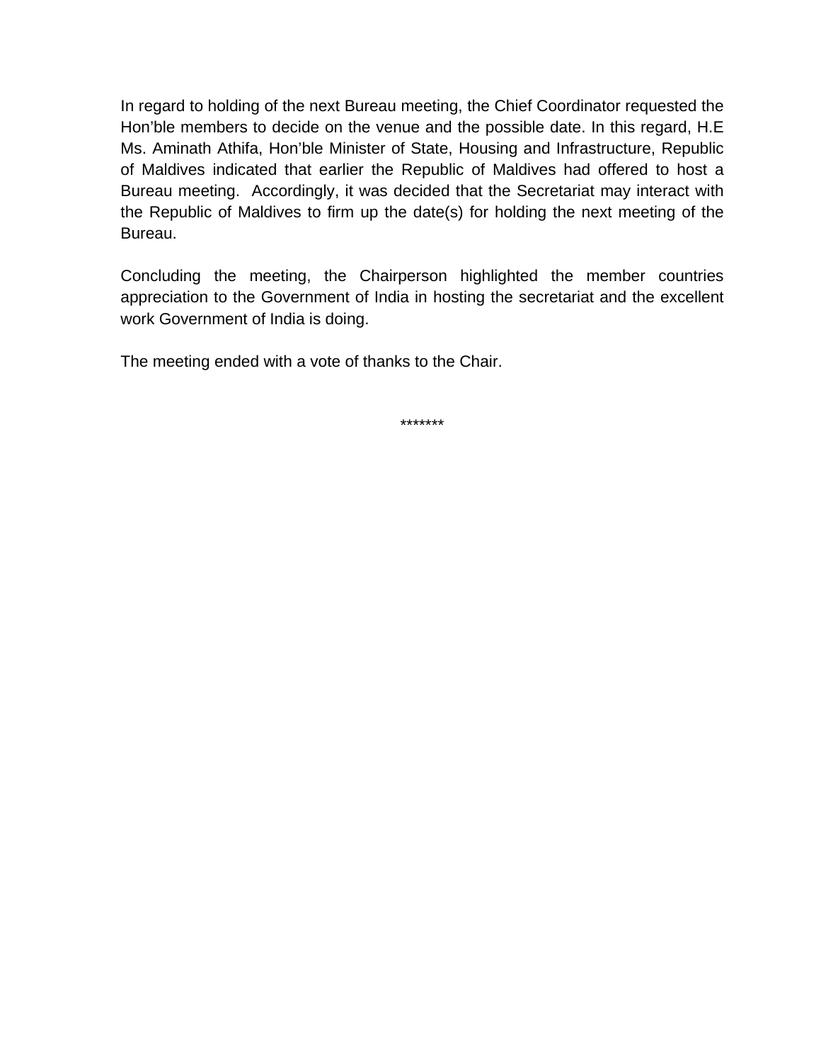In regard to holding of the next Bureau meeting, the Chief Coordinator requested the Hon'ble members to decide on the venue and the possible date. In this regard, H.E Ms. Aminath Athifa, Hon'ble Minister of State, Housing and Infrastructure, Republic of Maldives indicated that earlier the Republic of Maldives had offered to host a Bureau meeting. Accordingly, it was decided that the Secretariat may interact with the Republic of Maldives to firm up the date(s) for holding the next meeting of the Bureau.

Concluding the meeting, the Chairperson highlighted the member countries appreciation to the Government of India in hosting the secretariat and the excellent work Government of India is doing.

The meeting ended with a vote of thanks to the Chair.

*******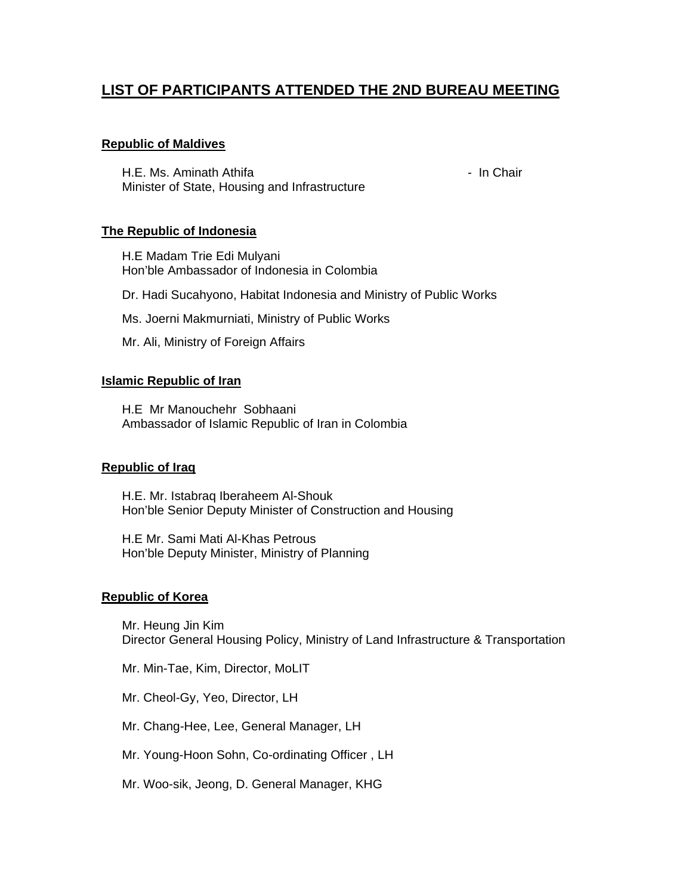# LIST OF PARTICIPANTS ATTENDED THE 2ND BUREAU MEETING

**Republic of Maldives**

H.E. Ms. Aminath Athifa - In Chair
Minister of State, Housing and Infrastructure

**The Republic of Indonesia**

H.E Madam Trie Edi Mulyani
Hon'ble Ambassador of Indonesia in Colombia

Dr. Hadi Sucahyono, Habitat Indonesia and Ministry of Public Works

Ms. Joerni Makmurniati, Ministry of Public Works

Mr. Ali, Ministry of Foreign Affairs

**Islamic Republic of Iran**

H.E Mr Manouchehr Sobhaani
Ambassador of Islamic Republic of Iran in Colombia

**Republic of Iraq**

H.E. Mr. Istabraq Iberaheem Al-Shouk
Hon'ble Senior Deputy Minister of Construction and Housing

H.E Mr. Sami Mati Al-Khas Petrous
Hon'ble Deputy Minister, Ministry of Planning

**Republic of Korea**

Mr. Heung Jin Kim
Director General Housing Policy, Ministry of Land Infrastructure & Transportation

Mr. Min-Tae, Kim, Director, MoLIT

Mr. Cheol-Gy, Yeo, Director, LH

Mr. Chang-Hee, Lee, General Manager, LH

Mr. Young-Hoon Sohn, Co-ordinating Officer , LH

Mr. Woo-sik, Jeong, D. General Manager, KHG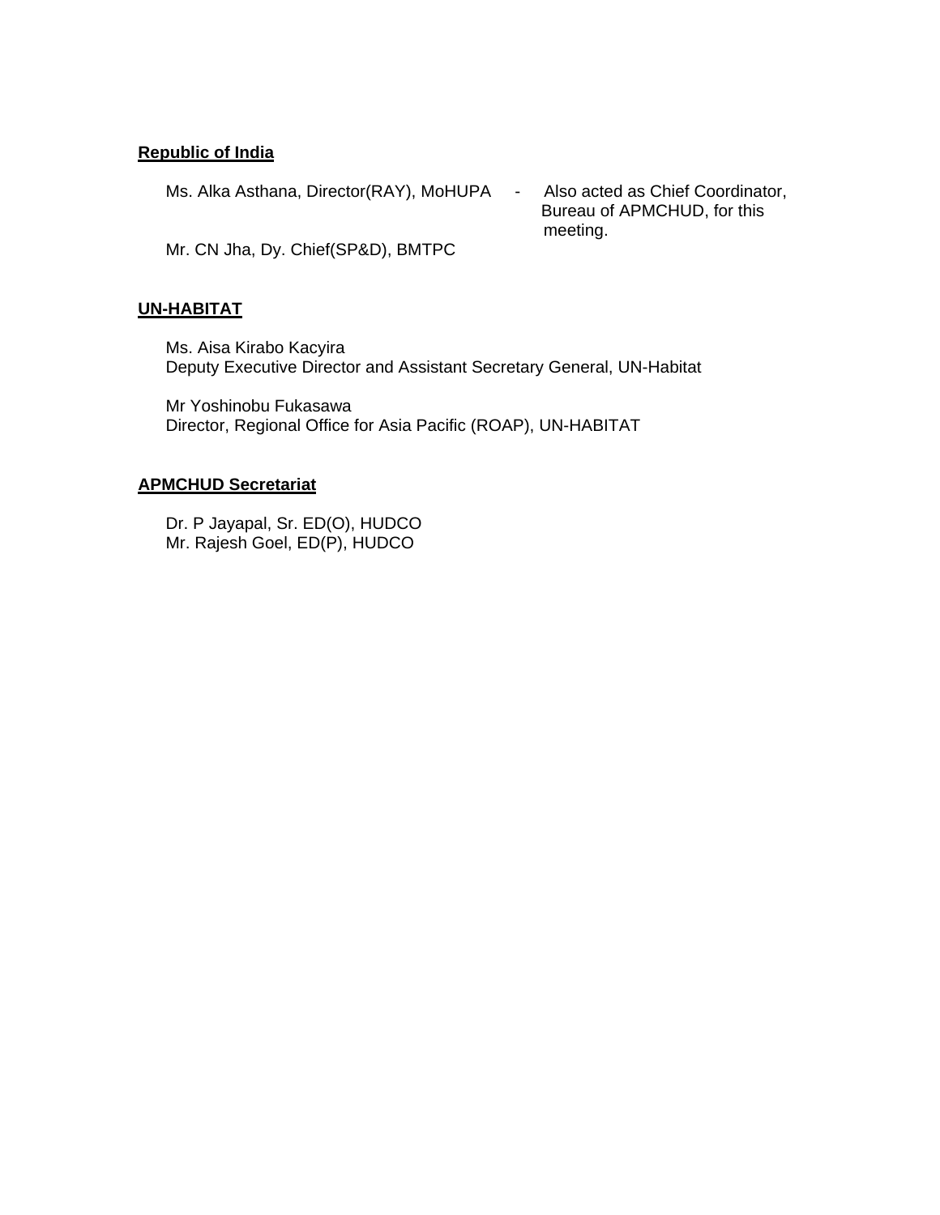**Republic of India**

Ms. Alka Asthana, Director(RAY), MoHUPA - Also acted as Chief Coordinator, Bureau of APMCHUD, for this meeting.

Mr. CN Jha, Dy. Chief(SP&D), BMTPC

**UN-HABITAT**

Ms. Aisa Kirabo Kacyira
Deputy Executive Director and Assistant Secretary General, UN-Habitat

Mr Yoshinobu Fukasawa
Director, Regional Office for Asia Pacific (ROAP), UN-HABITAT

**APMCHUD Secretariat**

Dr. P Jayapal, Sr. ED(O), HUDCO
Mr. Rajesh Goel, ED(P), HUDCO